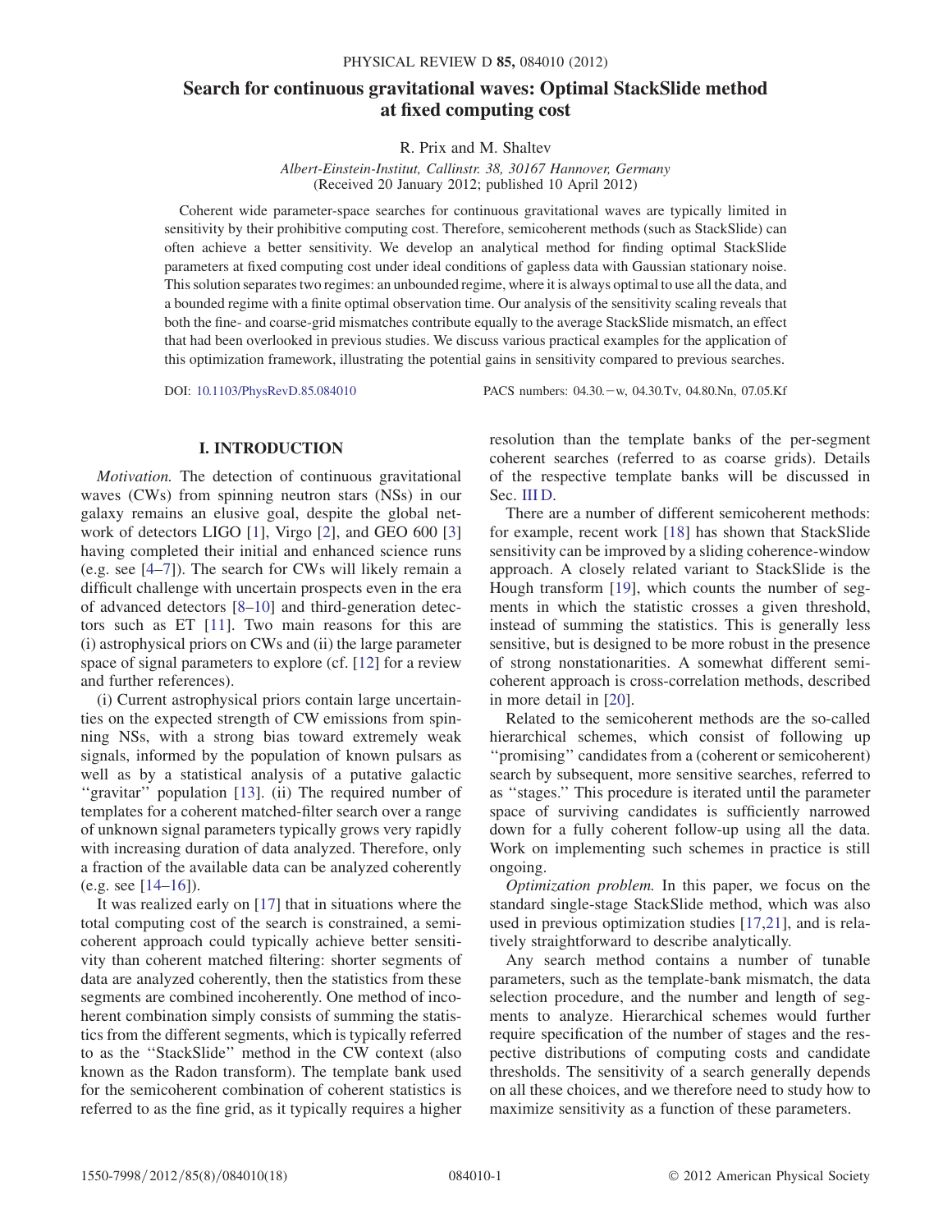# Search for continuous gravitational waves: Optimal StackSlide method at fixed computing cost

R. Prix and M. Shaltev

*Albert-Einstein-Institut, Callinstr. 38, 30167 Hannover, Germany*
(Received 20 January 2012; published 10 April 2012)

Coherent wide parameter-space searches for continuous gravitational waves are typically limited in sensitivity by their prohibitive computing cost. Therefore, semicoherent methods (such as StackSlide) can often achieve a better sensitivity. We develop an analytical method for finding optimal StackSlide parameters at fixed computing cost under ideal conditions of gapless data with Gaussian stationary noise. This solution separates two regimes: an unbounded regime, where it is always optimal to use all the data, and a bounded regime with a finite optimal observation time. Our analysis of the sensitivity scaling reveals that both the fine- and coarse-grid mismatches contribute equally to the average StackSlide mismatch, an effect that had been overlooked in previous studies. We discuss various practical examples for the application of this optimization framework, illustrating the potential gains in sensitivity compared to previous searches.

DOI: 10.1103/PhysRevD.85.084010 PACS numbers: 04.30.−w, 04.30.Tv, 04.80.Nn, 07.05.Kf

## I. INTRODUCTION

*Motivation.* The detection of continuous gravitational waves (CWs) from spinning neutron stars (NSs) in our galaxy remains an elusive goal, despite the global network of detectors LIGO [1], Virgo [2], and GEO 600 [3] having completed their initial and enhanced science runs (e.g. see [4–7]). The search for CWs will likely remain a difficult challenge with uncertain prospects even in the era of advanced detectors [8–10] and third-generation detectors such as ET [11]. Two main reasons for this are (i) astrophysical priors on CWs and (ii) the large parameter space of signal parameters to explore (cf. [12] for a review and further references).

(i) Current astrophysical priors contain large uncertainties on the expected strength of CW emissions from spinning NSs, with a strong bias toward extremely weak signals, informed by the population of known pulsars as well as by a statistical analysis of a putative galactic "gravitar" population [13]. (ii) The required number of templates for a coherent matched-filter search over a range of unknown signal parameters typically grows very rapidly with increasing duration of data analyzed. Therefore, only a fraction of the available data can be analyzed coherently (e.g. see [14–16]).

It was realized early on [17] that in situations where the total computing cost of the search is constrained, a semicoherent approach could typically achieve better sensitivity than coherent matched filtering: shorter segments of data are analyzed coherently, then the statistics from these segments are combined incoherently. One method of incoherent combination simply consists of summing the statistics from the different segments, which is typically referred to as the "StackSlide" method in the CW context (also known as the Radon transform). The template bank used for the semicoherent combination of coherent statistics is referred to as the fine grid, as it typically requires a higher resolution than the template banks of the per-segment coherent searches (referred to as coarse grids). Details of the respective template banks will be discussed in Sec. III D.

There are a number of different semicoherent methods: for example, recent work [18] has shown that StackSlide sensitivity can be improved by a sliding coherence-window approach. A closely related variant to StackSlide is the Hough transform [19], which counts the number of segments in which the statistic crosses a given threshold, instead of summing the statistics. This is generally less sensitive, but is designed to be more robust in the presence of strong nonstationarities. A somewhat different semicoherent approach is cross-correlation methods, described in more detail in [20].

Related to the semicoherent methods are the so-called hierarchical schemes, which consist of following up "promising" candidates from a (coherent or semicoherent) search by subsequent, more sensitive searches, referred to as "stages." This procedure is iterated until the parameter space of surviving candidates is sufficiently narrowed down for a fully coherent follow-up using all the data. Work on implementing such schemes in practice is still ongoing.

*Optimization problem.* In this paper, we focus on the standard single-stage StackSlide method, which was also used in previous optimization studies [17,21], and is relatively straightforward to describe analytically.

Any search method contains a number of tunable parameters, such as the template-bank mismatch, the data selection procedure, and the number and length of segments to analyze. Hierarchical schemes would further require specification of the number of stages and the respective distributions of computing costs and candidate thresholds. The sensitivity of a search generally depends on all these choices, and we therefore need to study how to maximize sensitivity as a function of these parameters.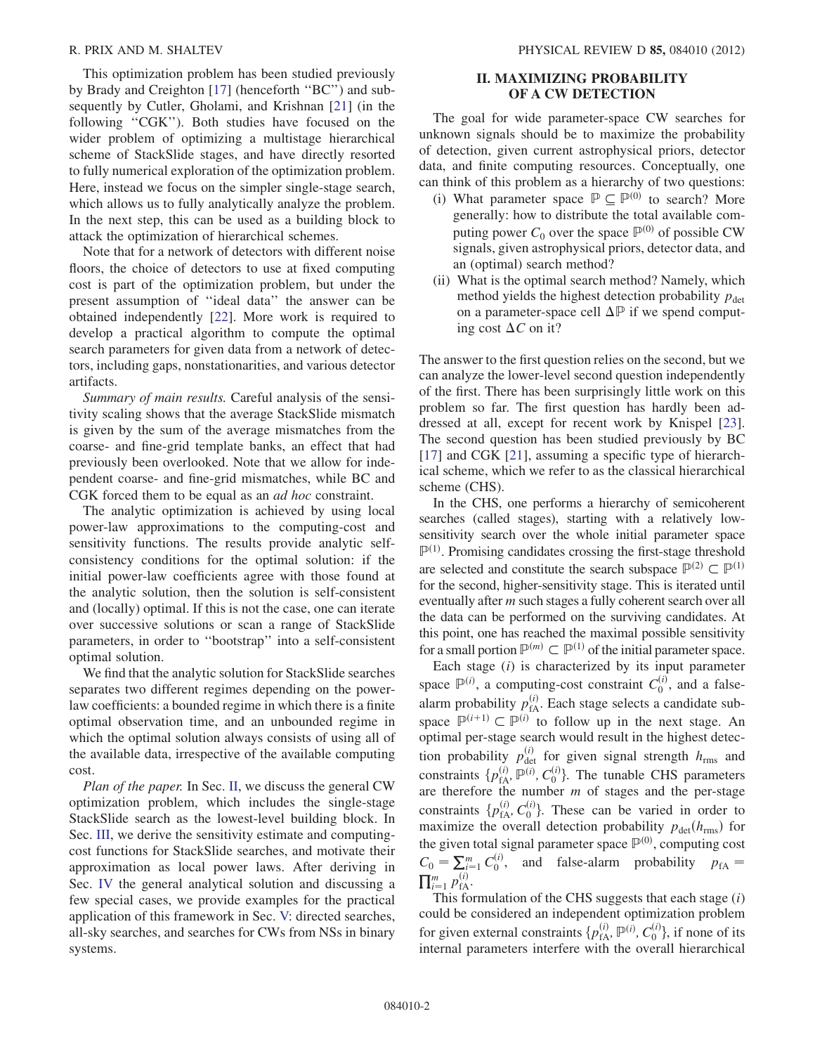This optimization problem has been studied previously by Brady and Creighton [17] (henceforth "BC") and subsequently by Cutler, Gholami, and Krishnan [21] (in the following "CGK"). Both studies have focused on the wider problem of optimizing a multistage hierarchical scheme of StackSlide stages, and have directly resorted to fully numerical exploration of the optimization problem. Here, instead we focus on the simpler single-stage search, which allows us to fully analytically analyze the problem. In the next step, this can be used as a building block to attack the optimization of hierarchical schemes.

Note that for a network of detectors with different noise floors, the choice of detectors to use at fixed computing cost is part of the optimization problem, but under the present assumption of "ideal data" the answer can be obtained independently [22]. More work is required to develop a practical algorithm to compute the optimal search parameters for given data from a network of detectors, including gaps, nonstationarities, and various detector artifacts.

*Summary of main results.* Careful analysis of the sensitivity scaling shows that the average StackSlide mismatch is given by the sum of the average mismatches from the coarse- and fine-grid template banks, an effect that had previously been overlooked. Note that we allow for independent coarse- and fine-grid mismatches, while BC and CGK forced them to be equal as an *ad hoc* constraint.

The analytic optimization is achieved by using local power-law approximations to the computing-cost and sensitivity functions. The results provide analytic self-consistency conditions for the optimal solution: if the initial power-law coefficients agree with those found at the analytic solution, then the solution is self-consistent and (locally) optimal. If this is not the case, one can iterate over successive solutions or scan a range of StackSlide parameters, in order to "bootstrap" into a self-consistent optimal solution.

We find that the analytic solution for StackSlide searches separates two different regimes depending on the power-law coefficients: a bounded regime in which there is a finite optimal observation time, and an unbounded regime in which the optimal solution always consists of using all of the available data, irrespective of the available computing cost.

*Plan of the paper.* In Sec. II, we discuss the general CW optimization problem, which includes the single-stage StackSlide search as the lowest-level building block. In Sec. III, we derive the sensitivity estimate and computing-cost functions for StackSlide searches, and motivate their approximation as local power laws. After deriving in Sec. IV the general analytical solution and discussing a few special cases, we provide examples for the practical application of this framework in Sec. V: directed searches, all-sky searches, and searches for CWs from NSs in binary systems.

## II. MAXIMIZING PROBABILITY OF A CW DETECTION

The goal for wide parameter-space CW searches for unknown signals should be to maximize the probability of detection, given current astrophysical priors, detector data, and finite computing resources. Conceptually, one can think of this problem as a hierarchy of two questions:

(i) What parameter space $\mathbb{P} \subseteq \mathbb{P}^{(0)}$ to search? More generally: how to distribute the total available computing power $C_0$ over the space $\mathbb{P}^{(0)}$ of possible CW signals, given astrophysical priors, detector data, and an (optimal) search method?

(ii) What is the optimal search method? Namely, which method yields the highest detection probability $p_{\rm det}$ on a parameter-space cell $\Delta\mathbb{P}$ if we spend computing cost $\Delta C$ on it?

The answer to the first question relies on the second, but we can analyze the lower-level second question independently of the first. There has been surprisingly little work on this problem so far. The first question has hardly been addressed at all, except for recent work by Knispel [23]. The second question has been studied previously by BC [17] and CGK [21], assuming a specific type of hierarchical scheme, which we refer to as the classical hierarchical scheme (CHS).

In the CHS, one performs a hierarchy of semicoherent searches (called stages), starting with a relatively low-sensitivity search over the whole initial parameter space $\mathbb{P}^{(1)}$. Promising candidates crossing the first-stage threshold are selected and constitute the search subspace $\mathbb{P}^{(2)} \subset \mathbb{P}^{(1)}$ for the second, higher-sensitivity stage. This is iterated until eventually after $m$ such stages a fully coherent search over all the data can be performed on the surviving candidates. At this point, one has reached the maximal possible sensitivity for a small portion $\mathbb{P}^{(m)} \subset \mathbb{P}^{(1)}$ of the initial parameter space.

Each stage $(i)$ is characterized by its input parameter space $\mathbb{P}^{(i)}$, a computing-cost constraint $C_0^{(i)}$, and a false-alarm probability $p_{\rm fA}^{(i)}$. Each stage selects a candidate subspace $\mathbb{P}^{(i+1)} \subset \mathbb{P}^{(i)}$ to follow up in the next stage. An optimal per-stage search would result in the highest detection probability $p_{\rm det}^{(i)}$ for given signal strength $h_{\rm rms}$ and constraints $\{p_{\rm fA}^{(i)}, \mathbb{P}^{(i)}, C_0^{(i)}\}$. The tunable CHS parameters are therefore the number $m$ of stages and the per-stage constraints $\{p_{\rm fA}^{(i)}, C_0^{(i)}\}$. These can be varied in order to maximize the overall detection probability $p_{\rm det}(h_{\rm rms})$ for the given total signal parameter space $\mathbb{P}^{(0)}$, computing cost $C_0 = \sum_{i=1}^{m} C_0^{(i)}$, and false-alarm probability $p_{\rm fA} = \prod_{i=1}^{m} p_{\rm fA}^{(i)}$.

This formulation of the CHS suggests that each stage $(i)$ could be considered an independent optimization problem for given external constraints $\{p_{\rm fA}^{(i)}, \mathbb{P}^{(i)}, C_0^{(i)}\}$, if none of its internal parameters interfere with the overall hierarchical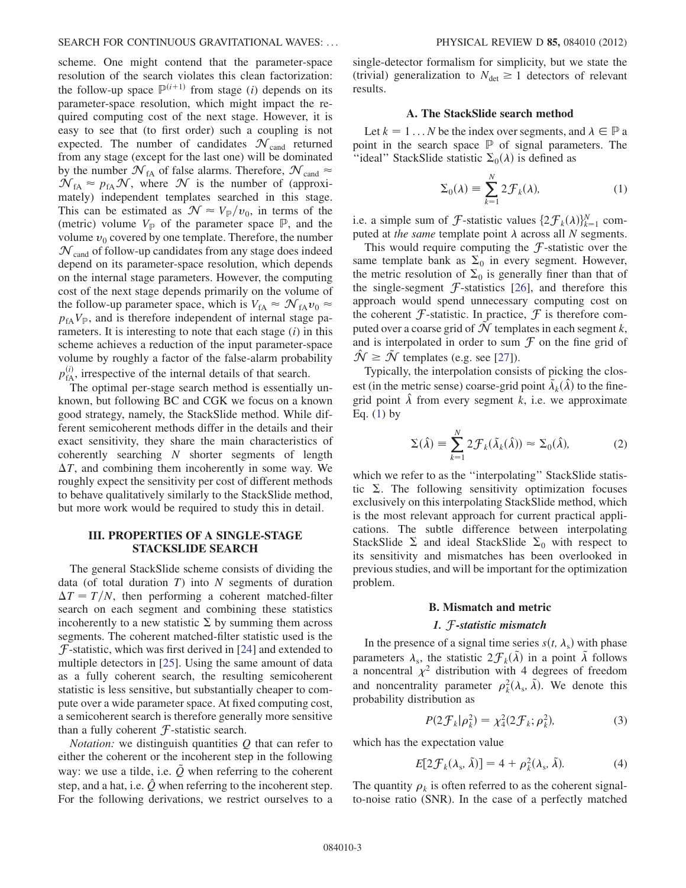scheme. One might contend that the parameter-space resolution of the search violates this clean factorization: the follow-up space $\mathbb{P}^{(i+1)}$ from stage $(i)$ depends on its parameter-space resolution, which might impact the required computing cost of the next stage. However, it is easy to see that (to first order) such a coupling is not expected. The number of candidates $\mathcal{N}_{\text{cand}}$ returned from any stage (except for the last one) will be dominated by the number $\mathcal{N}_{\text{fA}}$ of false alarms. Therefore, $\mathcal{N}_{\text{cand}} \approx \mathcal{N}_{\text{fA}} \approx p_{\text{fA}}\mathcal{N}$, where $\mathcal{N}$ is the number of (approximately) independent templates searched in this stage. This can be estimated as $\mathcal{N} \approx V_{\mathbb{P}}/v_0$, in terms of the (metric) volume $V_{\mathbb{P}}$ of the parameter space $\mathbb{P}$, and the volume $v_0$ covered by one template. Therefore, the number $\mathcal{N}_{\text{cand}}$ of follow-up candidates from any stage does indeed depend on its parameter-space resolution, which depends on the internal stage parameters. However, the computing cost of the next stage depends primarily on the volume of the follow-up parameter space, which is $V_{\text{fA}} \approx \mathcal{N}_{\text{fA}} v_0 \approx p_{\text{fA}} V_{\mathbb{P}}$, and is therefore independent of internal stage parameters. It is interesting to note that each stage $(i)$ in this scheme achieves a reduction of the input parameter-space volume by roughly a factor of the false-alarm probability $p_{\text{fA}}^{(i)}$, irrespective of the internal details of that search.

The optimal per-stage search method is essentially unknown, but following BC and CGK we focus on a known good strategy, namely, the StackSlide method. While different semicoherent methods differ in the details and their exact sensitivity, they share the main characteristics of coherently searching $N$ shorter segments of length $\Delta T$, and combining them incoherently in some way. We roughly expect the sensitivity per cost of different methods to behave qualitatively similarly to the StackSlide method, but more work would be required to study this in detail.

## III. PROPERTIES OF A SINGLE-STAGE STACKSLIDE SEARCH

The general StackSlide scheme consists of dividing the data (of total duration $T$) into $N$ segments of duration $\Delta T = T/N$, then performing a coherent matched-filter search on each segment and combining these statistics incoherently to a new statistic $\Sigma$ by summing them across segments. The coherent matched-filter statistic used is the $\mathcal{F}$-statistic, which was first derived in [24] and extended to multiple detectors in [25]. Using the same amount of data as a fully coherent search, the resulting semicoherent statistic is less sensitive, but substantially cheaper to compute over a wide parameter space. At fixed computing cost, a semicoherent search is therefore generally more sensitive than a fully coherent $\mathcal{F}$-statistic search.

*Notation:* we distinguish quantities $Q$ that can refer to either the coherent or the incoherent step in the following way: we use a tilde, i.e. $\tilde{Q}$ when referring to the coherent step, and a hat, i.e. $\hat{Q}$ when referring to the incoherent step. For the following derivations, we restrict ourselves to a single-detector formalism for simplicity, but we state the (trivial) generalization to $N_{\text{det}} \geq 1$ detectors of relevant results.

### A. The StackSlide search method

Let $k = 1 \ldots N$ be the index over segments, and $\lambda \in \mathbb{P}$ a point in the search space $\mathbb{P}$ of signal parameters. The "ideal" StackSlide statistic $\Sigma_0(\lambda)$ is defined as

$$\Sigma_0(\lambda) \equiv \sum_{k=1}^{N} 2\mathcal{F}_k(\lambda), \tag{1}$$

i.e. a simple sum of $\mathcal{F}$-statistic values $\{2\mathcal{F}_k(\lambda)\}_{k=1}^{N}$ computed at *the same* template point $\lambda$ across all $N$ segments.

This would require computing the $\mathcal{F}$-statistic over the same template bank as $\Sigma_0$ in every segment. However, the metric resolution of $\Sigma_0$ is generally finer than that of the single-segment $\mathcal{F}$-statistics [26], and therefore this approach would spend unnecessary computing cost on the coherent $\mathcal{F}$-statistic. In practice, $\mathcal{F}$ is therefore computed over a coarse grid of $\tilde{\mathcal{N}}$ templates in each segment $k$, and is interpolated in order to sum $\mathcal{F}$ on the fine grid of $\hat{\mathcal{N}} \geq \tilde{\mathcal{N}}$ templates (e.g. see [27]).

Typically, the interpolation consists of picking the closest (in the metric sense) coarse-grid point $\tilde{\lambda}_k(\hat{\lambda})$ to the fine-grid point $\hat{\lambda}$ from every segment $k$, i.e. we approximate Eq. (1) by

$$\Sigma(\hat{\lambda}) \equiv \sum_{k=1}^{N} 2\mathcal{F}_k(\tilde{\lambda}_k(\hat{\lambda})) \approx \Sigma_0(\hat{\lambda}), \tag{2}$$

which we refer to as the "interpolating" StackSlide statistic $\Sigma$. The following sensitivity optimization focuses exclusively on this interpolating StackSlide method, which is the most relevant approach for current practical applications. The subtle difference between interpolating StackSlide $\Sigma$ and ideal StackSlide $\Sigma_0$ with respect to its sensitivity and mismatches has been overlooked in previous studies, and will be important for the optimization problem.

### B. Mismatch and metric

#### 1. $\mathcal{F}$-statistic mismatch

In the presence of a signal time series $s(t, \lambda_s)$ with phase parameters $\lambda_s$, the statistic $2\mathcal{F}_k(\tilde{\lambda})$ in a point $\tilde{\lambda}$ follows a noncentral $\chi^2$ distribution with 4 degrees of freedom and noncentrality parameter $\rho_k^2(\lambda_s, \tilde{\lambda})$. We denote this probability distribution as

$$P(2\mathcal{F}_k|\rho_k^2) = \chi_4^2(2\mathcal{F}_k; \rho_k^2), \tag{3}$$

which has the expectation value

$$E[2\mathcal{F}_k(\lambda_s, \tilde{\lambda})] = 4 + \rho_k^2(\lambda_s, \tilde{\lambda}). \tag{4}$$

The quantity $\rho_k$ is often referred to as the coherent signal-to-noise ratio (SNR). In the case of a perfectly matched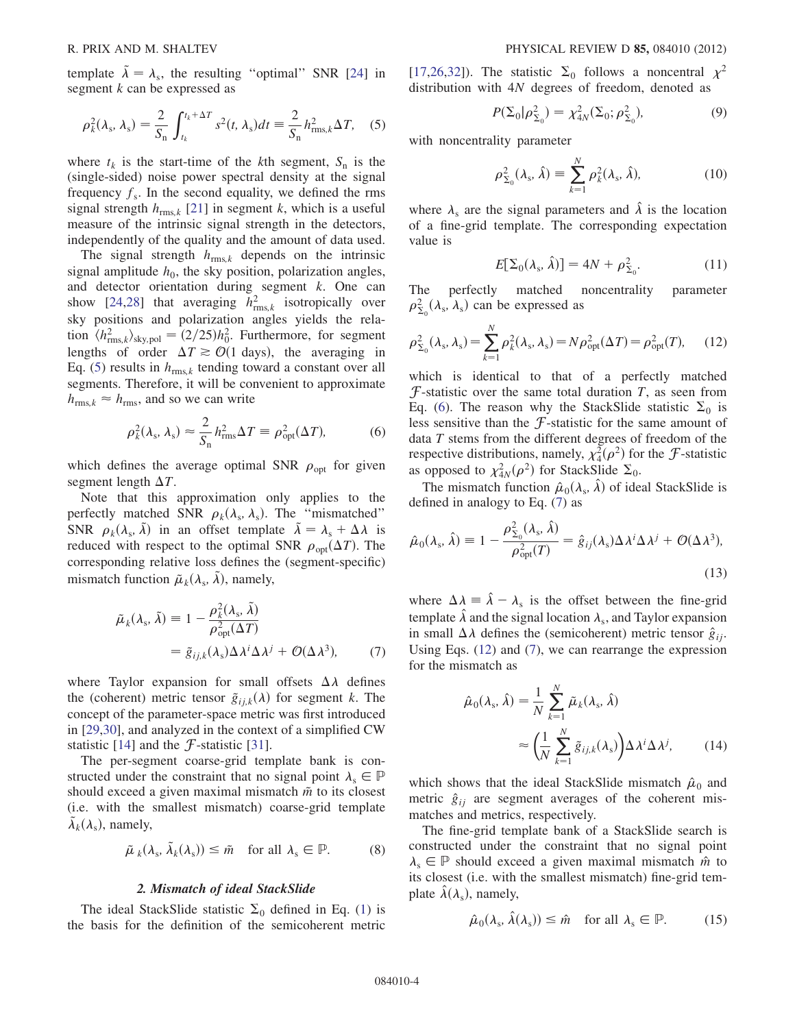template $\tilde{\lambda} = \lambda_s$, the resulting "optimal" SNR [24] in segment $k$ can be expressed as

$$\rho_k^2(\lambda_s, \lambda_s) = \frac{2}{S_n} \int_{t_k}^{t_k + \Delta T} s^2(t, \lambda_s) dt \equiv \frac{2}{S_n} h_{\mathrm{rms},k}^2 \Delta T, \quad (5)$$

where $t_k$ is the start-time of the $k$th segment, $S_n$ is the (single-sided) noise power spectral density at the signal frequency $f_s$. In the second equality, we defined the rms signal strength $h_{\mathrm{rms},k}$ [21] in segment $k$, which is a useful measure of the intrinsic signal strength in the detectors, independently of the quality and the amount of data used.

The signal strength $h_{\mathrm{rms},k}$ depends on the intrinsic signal amplitude $h_0$, the sky position, polarization angles, and detector orientation during segment $k$. One can show [24,28] that averaging $h_{\mathrm{rms},k}^2$ isotropically over sky positions and polarization angles yields the relation $\langle h_{\mathrm{rms},k}^2 \rangle_{\mathrm{sky,pol}} = (2/25) h_0^2$. Furthermore, for segment lengths of order $\Delta T \gtrsim \mathcal{O}(1 \text{ days})$, the averaging in Eq. (5) results in $h_{\mathrm{rms},k}$ tending toward a constant over all segments. Therefore, it will be convenient to approximate $h_{\mathrm{rms},k} \approx h_{\mathrm{rms}}$, and so we can write

$$\rho_k^2(\lambda_s, \lambda_s) \approx \frac{2}{S_n} h_{\mathrm{rms}}^2 \Delta T \equiv \rho_{\mathrm{opt}}^2(\Delta T), \quad (6)$$

which defines the average optimal SNR $\rho_{\mathrm{opt}}$ for given segment length $\Delta T$.

Note that this approximation only applies to the perfectly matched SNR $\rho_k(\lambda_s, \lambda_s)$. The "mismatched" SNR $\rho_k(\lambda_s, \tilde{\lambda})$ in an offset template $\tilde{\lambda} = \lambda_s + \Delta\lambda$ is reduced with respect to the optimal SNR $\rho_{\mathrm{opt}}(\Delta T)$. The corresponding relative loss defines the (segment-specific) mismatch function $\tilde{\mu}_k(\lambda_s, \tilde{\lambda})$, namely,

$$\tilde{\mu}_k(\lambda_s, \tilde{\lambda}) \equiv 1 - \frac{\rho_k^2(\lambda_s, \tilde{\lambda})}{\rho_{\mathrm{opt}}^2(\Delta T)} = \tilde{g}_{ij,k}(\lambda_s) \Delta\lambda^i \Delta\lambda^j + \mathcal{O}(\Delta\lambda^3), \quad (7)$$

where Taylor expansion for small offsets $\Delta\lambda$ defines the (coherent) metric tensor $\tilde{g}_{ij,k}(\lambda)$ for segment $k$. The concept of the parameter-space metric was first introduced in [29,30], and analyzed in the context of a simplified CW statistic [14] and the $\mathcal{F}$-statistic [31].

The per-segment coarse-grid template bank is constructed under the constraint that no signal point $\lambda_s \in \mathbb{P}$ should exceed a given maximal mismatch $\tilde{m}$ to its closest (i.e. with the smallest mismatch) coarse-grid template $\tilde{\lambda}_k(\lambda_s)$, namely,

$$\tilde{\mu}_k(\lambda_s, \tilde{\lambda}_k(\lambda_s)) \leq \tilde{m} \quad \text{for all } \lambda_s \in \mathbb{P}. \quad (8)$$

### 2. Mismatch of ideal StackSlide

The ideal StackSlide statistic $\Sigma_0$ defined in Eq. (1) is the basis for the definition of the semicoherent metric [17,26,32]). The statistic $\Sigma_0$ follows a noncentral $\chi^2$ distribution with $4N$ degrees of freedom, denoted as

$$P(\Sigma_0 | \rho_{\Sigma_0}^2) = \chi_{4N}^2(\Sigma_0; \rho_{\Sigma_0}^2), \quad (9)$$

with noncentrality parameter

$$\rho_{\Sigma_0}^2(\lambda_s, \hat{\lambda}) \equiv \sum_{k=1}^{N} \rho_k^2(\lambda_s, \hat{\lambda}), \quad (10)$$

where $\lambda_s$ are the signal parameters and $\hat{\lambda}$ is the location of a fine-grid template. The corresponding expectation value is

$$E[\Sigma_0(\lambda_s, \hat{\lambda})] = 4N + \rho_{\Sigma_0}^2. \quad (11)$$

The perfectly matched noncentrality parameter $\rho_{\Sigma_0}^2(\lambda_s, \lambda_s)$ can be expressed as

$$\rho_{\Sigma_0}^2(\lambda_s, \lambda_s) = \sum_{k=1}^{N} \rho_k^2(\lambda_s, \lambda_s) = N \rho_{\mathrm{opt}}^2(\Delta T) = \rho_{\mathrm{opt}}^2(T), \quad (12)$$

which is identical to that of a perfectly matched $\mathcal{F}$-statistic over the same total duration $T$, as seen from Eq. (6). The reason why the StackSlide statistic $\Sigma_0$ is less sensitive than the $\mathcal{F}$-statistic for the same amount of data $T$ stems from the different degrees of freedom of the respective distributions, namely, $\chi_4^2(\rho^2)$ for the $\mathcal{F}$-statistic as opposed to $\chi_{4N}^2(\rho^2)$ for StackSlide $\Sigma_0$.

The mismatch function $\hat{\mu}_0(\lambda_s, \hat{\lambda})$ of ideal StackSlide is defined in analogy to Eq. (7) as

$$\hat{\mu}_0(\lambda_s, \hat{\lambda}) \equiv 1 - \frac{\rho_{\Sigma_0}^2(\lambda_s, \hat{\lambda})}{\rho_{\mathrm{opt}}^2(T)} = \hat{g}_{ij}(\lambda_s) \Delta\lambda^i \Delta\lambda^j + \mathcal{O}(\Delta\lambda^3), \quad (13)$$

where $\Delta\lambda \equiv \hat{\lambda} - \lambda_s$ is the offset between the fine-grid template $\hat{\lambda}$ and the signal location $\lambda_s$, and Taylor expansion in small $\Delta\lambda$ defines the (semicoherent) metric tensor $\hat{g}_{ij}$. Using Eqs. (12) and (7), we can rearrange the expression for the mismatch as

$$\hat{\mu}_0(\lambda_s, \hat{\lambda}) = \frac{1}{N} \sum_{k=1}^{N} \tilde{\mu}_k(\lambda_s, \hat{\lambda}) \approx \left( \frac{1}{N} \sum_{k=1}^{N} \tilde{g}_{ij,k}(\lambda_s) \right) \Delta\lambda^i \Delta\lambda^j, \quad (14)$$

which shows that the ideal StackSlide mismatch $\hat{\mu}_0$ and metric $\hat{g}_{ij}$ are segment averages of the coherent mismatches and metrics, respectively.

The fine-grid template bank of a StackSlide search is constructed under the constraint that no signal point $\lambda_s \in \mathbb{P}$ should exceed a given maximal mismatch $\hat{m}$ to its closest (i.e. with the smallest mismatch) fine-grid template $\hat{\lambda}(\lambda_s)$, namely,

$$\hat{\mu}_0(\lambda_s, \hat{\lambda}(\lambda_s)) \leq \hat{m} \quad \text{for all } \lambda_s \in \mathbb{P}. \quad (15)$$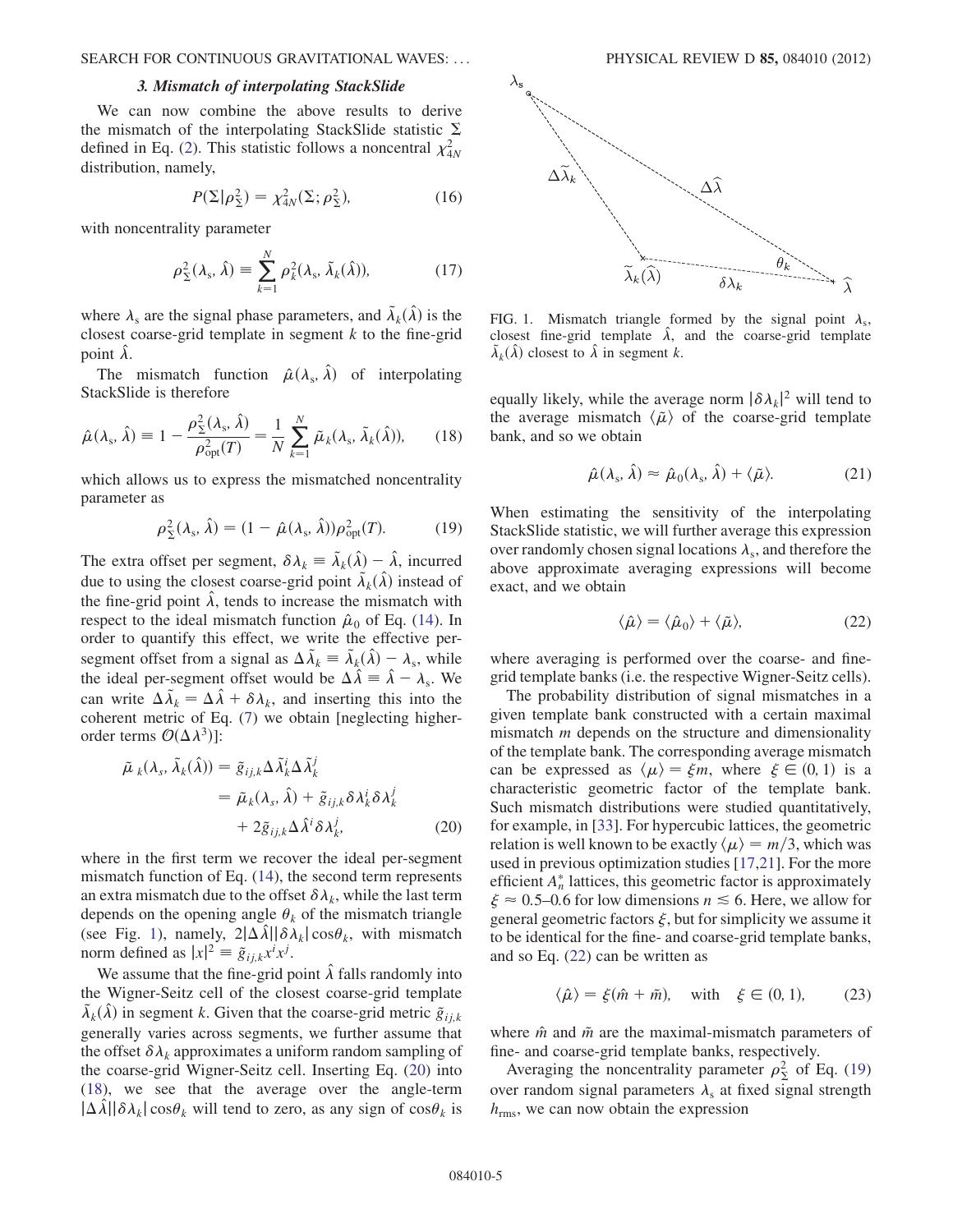### 3. Mismatch of interpolating StackSlide

We can now combine the above results to derive the mismatch of the interpolating StackSlide statistic $\Sigma$ defined in Eq. (2). This statistic follows a noncentral $\chi^2_{4N}$ distribution, namely,

$$P(\Sigma|\rho^2_\Sigma) = \chi^2_{4N}(\Sigma; \rho^2_\Sigma), \tag{16}$$

with noncentrality parameter

$$\rho^2_\Sigma(\lambda_s, \hat{\lambda}) \equiv \sum_{k=1}^{N} \rho^2_k(\lambda_s, \tilde{\lambda}_k(\hat{\lambda})), \tag{17}$$

where $\lambda_s$ are the signal phase parameters, and $\tilde{\lambda}_k(\hat{\lambda})$ is the closest coarse-grid template in segment $k$ to the fine-grid point $\hat{\lambda}$.

The mismatch function $\hat{\mu}(\lambda_s, \hat{\lambda})$ of interpolating StackSlide is therefore

$$\hat{\mu}(\lambda_s, \hat{\lambda}) \equiv 1 - \frac{\rho^2_\Sigma(\lambda_s, \hat{\lambda})}{\rho^2_{\mathrm{opt}}(T)} = \frac{1}{N}\sum_{k=1}^{N} \tilde{\mu}_k(\lambda_s, \tilde{\lambda}_k(\hat{\lambda})), \tag{18}$$

which allows us to express the mismatched noncentrality parameter as

$$\rho^2_\Sigma(\lambda_s, \hat{\lambda}) = (1 - \hat{\mu}(\lambda_s, \hat{\lambda}))\rho^2_{\mathrm{opt}}(T). \tag{19}$$

The extra offset per segment, $\delta\lambda_k \equiv \tilde{\lambda}_k(\hat{\lambda}) - \hat{\lambda}$, incurred due to using the closest coarse-grid point $\tilde{\lambda}_k(\hat{\lambda})$ instead of the fine-grid point $\hat{\lambda}$, tends to increase the mismatch with respect to the ideal mismatch function $\hat{\mu}_0$ of Eq. (14). In order to quantify this effect, we write the effective per-segment offset from a signal as $\Delta\tilde{\lambda}_k \equiv \tilde{\lambda}_k(\hat{\lambda}) - \lambda_s$, while the ideal per-segment offset would be $\Delta\hat{\lambda} \equiv \hat{\lambda} - \lambda_s$. We can write $\Delta\tilde{\lambda}_k = \Delta\hat{\lambda} + \delta\lambda_k$, and inserting this into the coherent metric of Eq. (7) we obtain [neglecting higher-order terms $\mathcal{O}(\Delta\lambda^3)$]:

$$\begin{aligned}\tilde{\mu}_k(\lambda_s, \tilde{\lambda}_k(\hat{\lambda})) &= \tilde{g}_{ij,k}\Delta\tilde{\lambda}^i_k\Delta\tilde{\lambda}^j_k \\ &= \tilde{\mu}_k(\lambda_s, \hat{\lambda}) + \tilde{g}_{ij,k}\delta\lambda^i_k\delta\lambda^j_k \\ &\quad + 2\tilde{g}_{ij,k}\Delta\hat{\lambda}^i\delta\lambda^j_k,\end{aligned} \tag{20}$$

where in the first term we recover the ideal per-segment mismatch function of Eq. (14), the second term represents an extra mismatch due to the offset $\delta\lambda_k$, while the last term depends on the opening angle $\theta_k$ of the mismatch triangle (see Fig. 1), namely, $2|\Delta\hat{\lambda}||\delta\lambda_k|\cos\theta_k$, with mismatch norm defined as $|x|^2 \equiv \tilde{g}_{ij,k}x^ix^j$.

We assume that the fine-grid point $\hat{\lambda}$ falls randomly into the Wigner-Seitz cell of the closest coarse-grid template $\tilde{\lambda}_k(\hat{\lambda})$ in segment $k$. Given that the coarse-grid metric $\tilde{g}_{ij,k}$ generally varies across segments, we further assume that the offset $\delta\lambda_k$ approximates a uniform random sampling of the coarse-grid Wigner-Seitz cell. Inserting Eq. (20) into (18), we see that the average over the angle-term $|\Delta\hat{\lambda}||\delta\lambda_k|\cos\theta_k$ will tend to zero, as any sign of $\cos\theta_k$ is equally likely, while the average norm $|\delta\lambda_k|^2$ will tend to the average mismatch $\langle\tilde{\mu}\rangle$ of the coarse-grid template bank, and so we obtain

FIG. 1. Mismatch triangle formed by the signal point $\lambda_s$, closest fine-grid template $\hat{\lambda}$, and the coarse-grid template $\tilde{\lambda}_k(\hat{\lambda})$ closest to $\hat{\lambda}$ in segment $k$.

$$\hat{\mu}(\lambda_s, \hat{\lambda}) \approx \hat{\mu}_0(\lambda_s, \hat{\lambda}) + \langle\tilde{\mu}\rangle. \tag{21}$$

When estimating the sensitivity of the interpolating StackSlide statistic, we will further average this expression over randomly chosen signal locations $\lambda_s$, and therefore the above approximate averaging expressions will become exact, and we obtain

$$\langle\hat{\mu}\rangle = \langle\hat{\mu}_0\rangle + \langle\tilde{\mu}\rangle, \tag{22}$$

where averaging is performed over the coarse- and fine-grid template banks (i.e. the respective Wigner-Seitz cells).

The probability distribution of signal mismatches in a given template bank constructed with a certain maximal mismatch $m$ depends on the structure and dimensionality of the template bank. The corresponding average mismatch can be expressed as $\langle\mu\rangle = \xi m$, where $\xi \in (0, 1)$ is a characteristic geometric factor of the template bank. Such mismatch distributions were studied quantitatively, for example, in [33]. For hypercubic lattices, the geometric relation is well known to be exactly $\langle\mu\rangle = m/3$, which was used in previous optimization studies [17,21]. For the more efficient $A^*_n$ lattices, this geometric factor is approximately $\xi \approx 0.5$–$0.6$ for low dimensions $n \lesssim 6$. Here, we allow for general geometric factors $\xi$, but for simplicity we assume it to be identical for the fine- and coarse-grid template banks, and so Eq. (22) can be written as

$$\langle\hat{\mu}\rangle = \xi(\hat{m} + \tilde{m}), \quad \text{with} \quad \xi \in (0, 1), \tag{23}$$

where $\hat{m}$ and $\tilde{m}$ are the maximal-mismatch parameters of fine- and coarse-grid template banks, respectively.

Averaging the noncentrality parameter $\rho^2_\Sigma$ of Eq. (19) over random signal parameters $\lambda_s$ at fixed signal strength $h_{\mathrm{rms}}$, we can now obtain the expression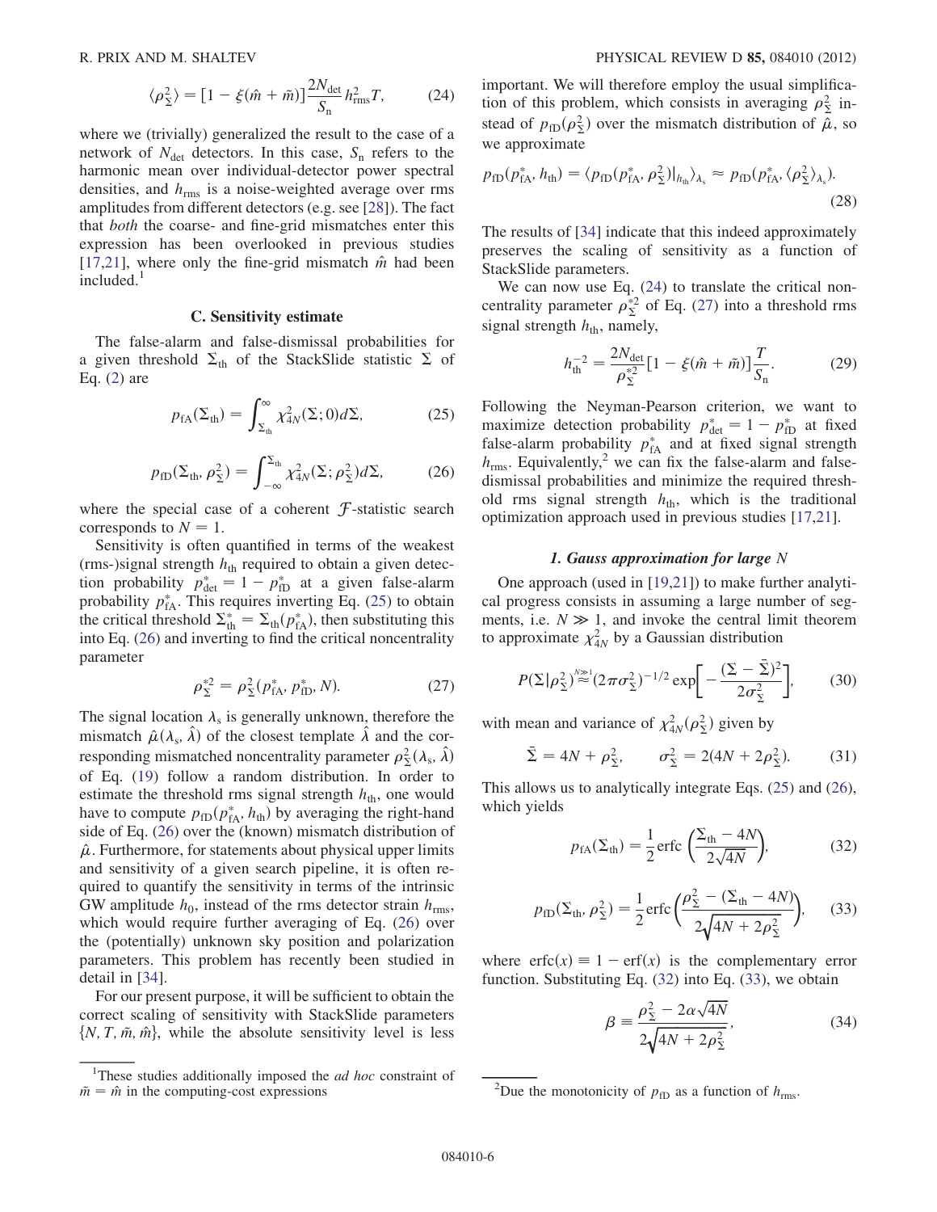$$\langle \rho_\Sigma^2 \rangle = [1 - \xi(\hat{m} + \tilde{m})] \frac{2N_{\rm det}}{S_{\rm n}} h_{\rm rms}^2 T, \tag{24}$$

where we (trivially) generalized the result to the case of a network of $N_{\rm det}$ detectors. In this case, $S_{\rm n}$ refers to the harmonic mean over individual-detector power spectral densities, and $h_{\rm rms}$ is a noise-weighted average over rms amplitudes from different detectors (e.g. see [28]). The fact that *both* the coarse- and fine-grid mismatches enter this expression has been overlooked in previous studies [17,21], where only the fine-grid mismatch $\hat{m}$ had been included.[1]

### C. Sensitivity estimate

The false-alarm and false-dismissal probabilities for a given threshold $\Sigma_{\rm th}$ of the StackSlide statistic $\Sigma$ of Eq. (2) are

$$p_{\rm fA}(\Sigma_{\rm th}) = \int_{\Sigma_{\rm th}}^{\infty} \chi_{4N}^2(\Sigma; 0) d\Sigma, \tag{25}$$

$$p_{\rm fD}(\Sigma_{\rm th}, \rho_\Sigma^2) = \int_{-\infty}^{\Sigma_{\rm th}} \chi_{4N}^2(\Sigma; \rho_\Sigma^2) d\Sigma, \tag{26}$$

where the special case of a coherent $\mathcal{F}$-statistic search corresponds to $N = 1$.

Sensitivity is often quantified in terms of the weakest (rms-)signal strength $h_{\rm th}$ required to obtain a given detection probability $p_{\rm det}^* = 1 - p_{\rm fD}^*$ at a given false-alarm probability $p_{\rm fA}^*$. This requires inverting Eq. (25) to obtain the critical threshold $\Sigma_{\rm th}^* = \Sigma_{\rm th}(p_{\rm fA}^*)$, then substituting this into Eq. (26) and inverting to find the critical noncentrality parameter

$$\rho_\Sigma^{*2} = \rho_\Sigma^2(p_{\rm fA}^*, p_{\rm fD}^*, N). \tag{27}$$

The signal location $\lambda_{\rm s}$ is generally unknown, therefore the mismatch $\hat{\mu}(\lambda_{\rm s}, \hat{\lambda})$ of the closest template $\hat{\lambda}$ and the corresponding mismatched noncentrality parameter $\rho_\Sigma^2(\lambda_{\rm s}, \hat{\lambda})$ of Eq. (19) follow a random distribution. In order to estimate the threshold rms signal strength $h_{\rm th}$, one would have to compute $p_{\rm fD}(p_{\rm fA}^*, h_{\rm th})$ by averaging the right-hand side of Eq. (26) over the (known) mismatch distribution of $\hat{\mu}$. Furthermore, for statements about physical upper limits and sensitivity of a given search pipeline, it is often required to quantify the sensitivity in terms of the intrinsic GW amplitude $h_0$, instead of the rms detector strain $h_{\rm rms}$, which would require further averaging of Eq. (26) over the (potentially) unknown sky position and polarization parameters. This problem has recently been studied in detail in [34].

For our present purpose, it will be sufficient to obtain the correct scaling of sensitivity with StackSlide parameters $\{N, T, \tilde{m}, \hat{m}\}$, while the absolute sensitivity level is less important. We will therefore employ the usual simplification of this problem, which consists in averaging $\rho_\Sigma^2$ instead of $p_{\rm fD}(\rho_\Sigma^2)$ over the mismatch distribution of $\hat{\mu}$, so we approximate

$$p_{\rm fD}(p_{\rm fA}^*, h_{\rm th}) = \langle p_{\rm fD}(p_{\rm fA}^*, \rho_\Sigma^2)|_{h_{\rm th}} \rangle_{\lambda_{\rm s}} \approx p_{\rm fD}(p_{\rm fA}^*, \langle \rho_\Sigma^2 \rangle_{\lambda_{\rm s}}). \tag{28}$$

The results of [34] indicate that this indeed approximately preserves the scaling of sensitivity as a function of StackSlide parameters.

We can now use Eq. (24) to translate the critical noncentrality parameter $\rho_\Sigma^{*2}$ of Eq. (27) into a threshold rms signal strength $h_{\rm th}$, namely,

$$h_{\rm th}^{-2} = \frac{2N_{\rm det}}{\rho_\Sigma^{*2}} [1 - \xi(\hat{m} + \tilde{m})] \frac{T}{S_{\rm n}}. \tag{29}$$

Following the Neyman-Pearson criterion, we want to maximize detection probability $p_{\rm det}^* = 1 - p_{\rm fD}^*$ at fixed false-alarm probability $p_{\rm fA}^*$ and at fixed signal strength $h_{\rm rms}$. Equivalently,[2] we can fix the false-alarm and false-dismissal probabilities and minimize the required threshold rms signal strength $h_{\rm th}$, which is the traditional optimization approach used in previous studies [17,21].

#### 1. Gauss approximation for large N

One approach (used in [19,21]) to make further analytical progress consists in assuming a large number of segments, i.e. $N \gg 1$, and invoke the central limit theorem to approximate $\chi_{4N}^2$ by a Gaussian distribution

$$P(\Sigma|\rho_\Sigma^2) \stackrel{N\gg 1}{\approx} (2\pi\sigma_\Sigma^2)^{-1/2} \exp\left[-\frac{(\Sigma - \bar{\Sigma})^2}{2\sigma_\Sigma^2}\right], \tag{30}$$

with mean and variance of $\chi_{4N}^2(\rho_\Sigma^2)$ given by

$$\bar{\Sigma} = 4N + \rho_\Sigma^2, \qquad \sigma_\Sigma^2 = 2(4N + 2\rho_\Sigma^2). \tag{31}$$

This allows us to analytically integrate Eqs. (25) and (26), which yields

$$p_{\rm fA}(\Sigma_{\rm th}) = \frac{1}{2} \mathrm{erfc}\left(\frac{\Sigma_{\rm th} - 4N}{2\sqrt{4N}}\right), \tag{32}$$

$$p_{\rm fD}(\Sigma_{\rm th}, \rho_\Sigma^2) = \frac{1}{2} \mathrm{erfc}\left(\frac{\rho_\Sigma^2 - (\Sigma_{\rm th} - 4N)}{2\sqrt{4N + 2\rho_\Sigma^2}}\right), \tag{33}$$

where $\mathrm{erfc}(x) \equiv 1 - \mathrm{erf}(x)$ is the complementary error function. Substituting Eq. (32) into Eq. (33), we obtain

$$\beta \equiv \frac{\rho_\Sigma^2 - 2\alpha\sqrt{4N}}{2\sqrt{4N + 2\rho_\Sigma^2}}, \tag{34}$$

---

[1] These studies additionally imposed the *ad hoc* constraint of $\tilde{m} = \hat{m}$ in the computing-cost expressions

[2] Due the monotonicity of $p_{\rm fD}$ as a function of $h_{\rm rms}$.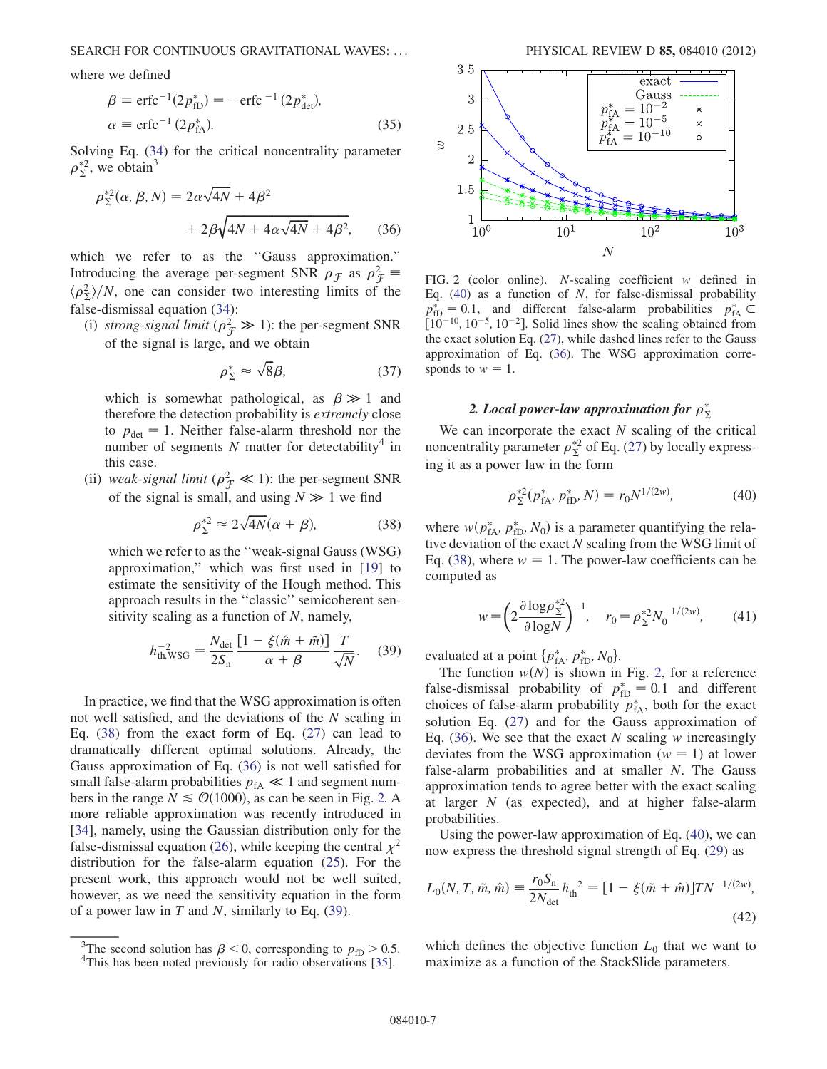where we defined

$$\beta \equiv \mathrm{erfc}^{-1}(2p_{\mathrm{fD}}^*) = -\mathrm{erfc}^{-1}(2p_{\mathrm{det}}^*),$$
$$\alpha \equiv \mathrm{erfc}^{-1}(2p_{\mathrm{fA}}^*). \tag{35}$$

Solving Eq. (34) for the critical noncentrality parameter $\rho_\Sigma^{*2}$, we obtain[3]

$$\rho_\Sigma^{*2}(\alpha, \beta, N) = 2\alpha\sqrt{4N} + 4\beta^2 + 2\beta\sqrt{4N + 4\alpha\sqrt{4N} + 4\beta^2}, \tag{36}$$

which we refer to as the "Gauss approximation." Introducing the average per-segment SNR $\rho_{\mathcal{F}}$ as $\rho_{\mathcal{F}}^2 \equiv \langle \rho_\Sigma^2 \rangle / N$, one can consider two interesting limits of the false-dismissal equation (34):

(i) *strong-signal limit* ($\rho_{\mathcal{F}}^2 \gg 1$): the per-segment SNR of the signal is large, and we obtain

$$\rho_\Sigma^* \approx \sqrt{8}\beta, \tag{37}$$

which is somewhat pathological, as $\beta \gg 1$ and therefore the detection probability is *extremely* close to $p_{\mathrm{det}} = 1$. Neither false-alarm threshold nor the number of segments $N$ matter for detectability[4] in this case.

(ii) *weak-signal limit* ($\rho_{\mathcal{F}}^2 \ll 1$): the per-segment SNR of the signal is small, and using $N \gg 1$ we find

$$\rho_\Sigma^{*2} \approx 2\sqrt{4N}(\alpha + \beta), \tag{38}$$

which we refer to as the "weak-signal Gauss (WSG) approximation," which was first used in [19] to estimate the sensitivity of the Hough method. This approach results in the "classic" semicoherent sensitivity scaling as a function of $N$, namely,

$$h_{\mathrm{th,WSG}}^{-2} = \frac{N_{\mathrm{det}}}{2S_{\mathrm{n}}} \frac{[1 - \xi(\hat{m} + \tilde{m})]}{\alpha + \beta} \frac{T}{\sqrt{N}}. \tag{39}$$

In practice, we find that the WSG approximation is often not well satisfied, and the deviations of the $N$ scaling in Eq. (38) from the exact form of Eq. (27) can lead to dramatically different optimal solutions. Already, the Gauss approximation of Eq. (36) is not well satisfied for small false-alarm probabilities $p_{\mathrm{fA}} \ll 1$ and segment numbers in the range $N \lesssim \mathcal{O}(1000)$, as can be seen in Fig. 2. A more reliable approximation was recently introduced in [34], namely, using the Gaussian distribution only for the false-dismissal equation (26), while keeping the central $\chi^2$ distribution for the false-alarm equation (25). For the present work, this approach would not be well suited, however, as we need the sensitivity equation in the form of a power law in $T$ and $N$, similarly to Eq. (39).

[3] The second solution has $\beta < 0$, corresponding to $p_{\mathrm{fD}} > 0.5$.

[4] This has been noted previously for radio observations [35].

FIG. 2 (color online). $N$-scaling coefficient $w$ defined in Eq. (40) as a function of $N$, for false-dismissal probability $p_{\mathrm{fD}}^* = 0.1$, and different false-alarm probabilities $p_{\mathrm{fA}}^* \in [10^{-10}, 10^{-5}, 10^{-2}]$. Solid lines show the scaling obtained from the exact solution Eq. (27), while dashed lines refer to the Gauss approximation of Eq. (36). The WSG approximation corresponds to $w = 1$.

### 2. Local power-law approximation for $\rho_\Sigma^*$

We can incorporate the exact $N$ scaling of the critical noncentrality parameter $\rho_\Sigma^{*2}$ of Eq. (27) by locally expressing it as a power law in the form

$$\rho_\Sigma^{*2}(p_{\mathrm{fA}}^*, p_{\mathrm{fD}}^*, N) = r_0 N^{1/(2w)}, \tag{40}$$

where $w(p_{\mathrm{fA}}^*, p_{\mathrm{fD}}^*, N_0)$ is a parameter quantifying the relative deviation of the exact $N$ scaling from the WSG limit of Eq. (38), where $w = 1$. The power-law coefficients can be computed as

$$w = \left(2\frac{\partial \log \rho_\Sigma^{*2}}{\partial \log N}\right)^{-1}, \quad r_0 = \rho_\Sigma^{*2} N_0^{-1/(2w)}, \tag{41}$$

evaluated at a point $\{p_{\mathrm{fA}}^*, p_{\mathrm{fD}}^*, N_0\}$.

The function $w(N)$ is shown in Fig. 2, for a reference false-dismissal probability of $p_{\mathrm{fD}}^* = 0.1$ and different choices of false-alarm probability $p_{\mathrm{fA}}^*$, both for the exact solution Eq. (27) and for the Gauss approximation of Eq. (36). We see that the exact $N$ scaling $w$ increasingly deviates from the WSG approximation ($w = 1$) at lower false-alarm probabilities and at smaller $N$. The Gauss approximation tends to agree better with the exact scaling at larger $N$ (as expected), and at higher false-alarm probabilities.

Using the power-law approximation of Eq. (40), we can now express the threshold signal strength of Eq. (29) as

$$L_0(N, T, \tilde{m}, \hat{m}) \equiv \frac{r_0 S_{\mathrm{n}}}{2N_{\mathrm{det}}} h_{\mathrm{th}}^{-2} = [1 - \xi(\tilde{m} + \hat{m})] T N^{-1/(2w)}, \tag{42}$$

which defines the objective function $L_0$ that we want to maximize as a function of the StackSlide parameters.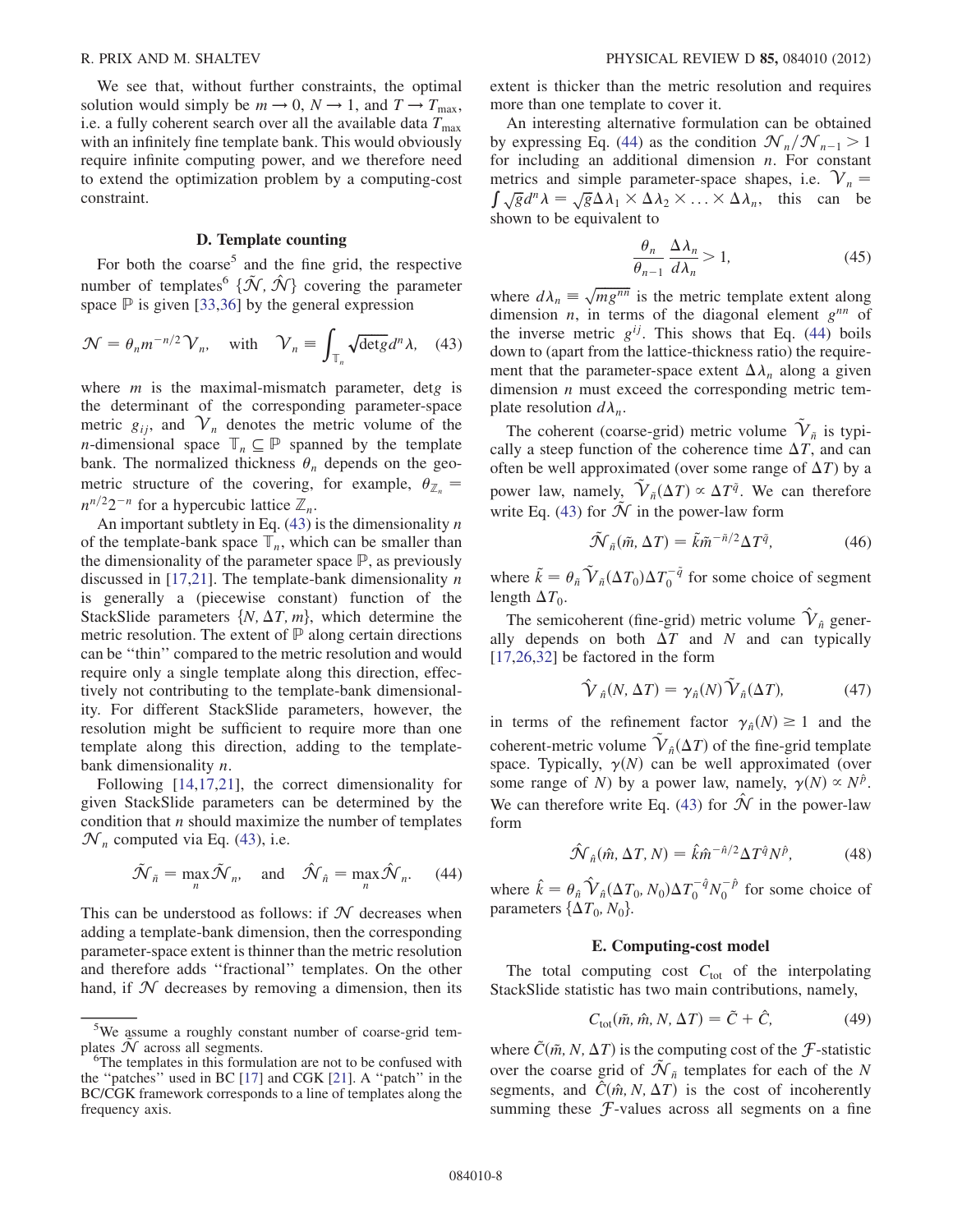We see that, without further constraints, the optimal solution would simply be $m \to 0$, $N \to 1$, and $T \to T_{\max}$, i.e. a fully coherent search over all the available data $T_{\max}$ with an infinitely fine template bank. This would obviously require infinite computing power, and we therefore need to extend the optimization problem by a computing-cost constraint.

### D. Template counting

For both the coarse[5] and the fine grid, the respective number of templates[6] $\{\tilde{\mathcal{N}}, \hat{\mathcal{N}}\}$ covering the parameter space $\mathbb{P}$ is given [33,36] by the general expression

$$\mathcal{N} = \theta_n m^{-n/2} \mathcal{V}_n, \quad \text{with} \quad \mathcal{V}_n \equiv \int_{\mathbb{T}_n} \sqrt{\det g}\, d^n\lambda, \tag{43}$$

where $m$ is the maximal-mismatch parameter, $\det g$ is the determinant of the corresponding parameter-space metric $g_{ij}$, and $\mathcal{V}_n$ denotes the metric volume of the $n$-dimensional space $\mathbb{T}_n \subseteq \mathbb{P}$ spanned by the template bank. The normalized thickness $\theta_n$ depends on the geometric structure of the covering, for example, $\theta_{\mathbb{Z}_n} = n^{n/2} 2^{-n}$ for a hypercubic lattice $\mathbb{Z}_n$.

An important subtlety in Eq. (43) is the dimensionality $n$ of the template-bank space $\mathbb{T}_n$, which can be smaller than the dimensionality of the parameter space $\mathbb{P}$, as previously discussed in [17,21]. The template-bank dimensionality $n$ is generally a (piecewise constant) function of the StackSlide parameters $\{N, \Delta T, m\}$, which determine the metric resolution. The extent of $\mathbb{P}$ along certain directions can be "thin" compared to the metric resolution and would require only a single template along this direction, effectively not contributing to the template-bank dimensionality. For different StackSlide parameters, however, the resolution might be sufficient to require more than one template along this direction, adding to the template-bank dimensionality $n$.

Following [14,17,21], the correct dimensionality for given StackSlide parameters can be determined by the condition that $n$ should maximize the number of templates $\mathcal{N}_n$ computed via Eq. (43), i.e.

$$\tilde{\mathcal{N}}_{\tilde{n}} = \max_n \tilde{\mathcal{N}}_n, \quad \text{and} \quad \hat{\mathcal{N}}_{\hat{n}} = \max_n \hat{\mathcal{N}}_n. \tag{44}$$

This can be understood as follows: if $\mathcal{N}$ decreases when adding a template-bank dimension, then the corresponding parameter-space extent is thinner than the metric resolution and therefore adds "fractional" templates. On the other hand, if $\mathcal{N}$ decreases by removing a dimension, then its extent is thicker than the metric resolution and requires more than one template to cover it.

An interesting alternative formulation can be obtained by expressing Eq. (44) as the condition $\mathcal{N}_n / \mathcal{N}_{n-1} > 1$ for including an additional dimension $n$. For constant metrics and simple parameter-space shapes, i.e. $\mathcal{V}_n = \int \sqrt{g}\, d^n\lambda = \sqrt{g}\,\Delta\lambda_1 \times \Delta\lambda_2 \times \ldots \times \Delta\lambda_n$, this can be shown to be equivalent to

$$\frac{\theta_n}{\theta_{n-1}} \frac{\Delta\lambda_n}{d\lambda_n} > 1, \tag{45}$$

where $d\lambda_n \equiv \sqrt{m g^{nn}}$ is the metric template extent along dimension $n$, in terms of the diagonal element $g^{nn}$ of the inverse metric $g^{ij}$. This shows that Eq. (44) boils down to (apart from the lattice-thickness ratio) the requirement that the parameter-space extent $\Delta\lambda_n$ along a given dimension $n$ must exceed the corresponding metric template resolution $d\lambda_n$.

The coherent (coarse-grid) metric volume $\tilde{\mathcal{V}}_{\tilde{n}}$ is typically a steep function of the coherence time $\Delta T$, and can often be well approximated (over some range of $\Delta T$) by a power law, namely, $\tilde{\mathcal{V}}_{\tilde{n}}(\Delta T) \propto \Delta T^{\tilde{q}}$. We can therefore write Eq. (43) for $\tilde{\mathcal{N}}$ in the power-law form

$$\tilde{\mathcal{N}}_{\tilde{n}}(\tilde{m}, \Delta T) = \tilde{k}\tilde{m}^{-\tilde{n}/2} \Delta T^{\tilde{q}}, \tag{46}$$

where $\tilde{k} = \theta_{\tilde{n}} \tilde{\mathcal{V}}_{\tilde{n}}(\Delta T_0) \Delta T_0^{-\tilde{q}}$ for some choice of segment length $\Delta T_0$.

The semicoherent (fine-grid) metric volume $\hat{\mathcal{V}}_{\hat{n}}$ generally depends on both $\Delta T$ and $N$ and can typically [17,26,32] be factored in the form

$$\hat{\mathcal{V}}_{\hat{n}}(N, \Delta T) = \gamma_{\hat{n}}(N) \tilde{\mathcal{V}}_{\hat{n}}(\Delta T), \tag{47}$$

in terms of the refinement factor $\gamma_{\hat{n}}(N) \geq 1$ and the coherent-metric volume $\tilde{\mathcal{V}}_{\hat{n}}(\Delta T)$ of the fine-grid template space. Typically, $\gamma(N)$ can be well approximated (over some range of $N$) by a power law, namely, $\gamma(N) \propto N^{\hat{p}}$. We can therefore write Eq. (43) for $\hat{\mathcal{N}}$ in the power-law form

$$\hat{\mathcal{N}}_{\hat{n}}(\hat{m}, \Delta T, N) = \hat{k}\hat{m}^{-\hat{n}/2} \Delta T^{\hat{q}} N^{\hat{p}}, \tag{48}$$

where $\hat{k} = \theta_{\hat{n}} \hat{\mathcal{V}}_{\hat{n}}(\Delta T_0, N_0) \Delta T_0^{-\hat{q}} N_0^{-\hat{p}}$ for some choice of parameters $\{\Delta T_0, N_0\}$.

### E. Computing-cost model

The total computing cost $C_{\text{tot}}$ of the interpolating StackSlide statistic has two main contributions, namely,

$$C_{\text{tot}}(\tilde{m}, \hat{m}, N, \Delta T) = \tilde{C} + \hat{C}, \tag{49}$$

where $\tilde{C}(\tilde{m}, N, \Delta T)$ is the computing cost of the $\mathcal{F}$-statistic over the coarse grid of $\tilde{\mathcal{N}}_{\tilde{n}}$ templates for each of the $N$ segments, and $\hat{C}(\hat{m}, N, \Delta T)$ is the cost of incoherently summing these $\mathcal{F}$-values across all segments on a fine

---

[5] We assume a roughly constant number of coarse-grid templates $\tilde{\mathcal{N}}$ across all segments.

[6] The templates in this formulation are not to be confused with the "patches" used in BC [17] and CGK [21]. A "patch" in the BC/CGK framework corresponds to a line of templates along the frequency axis.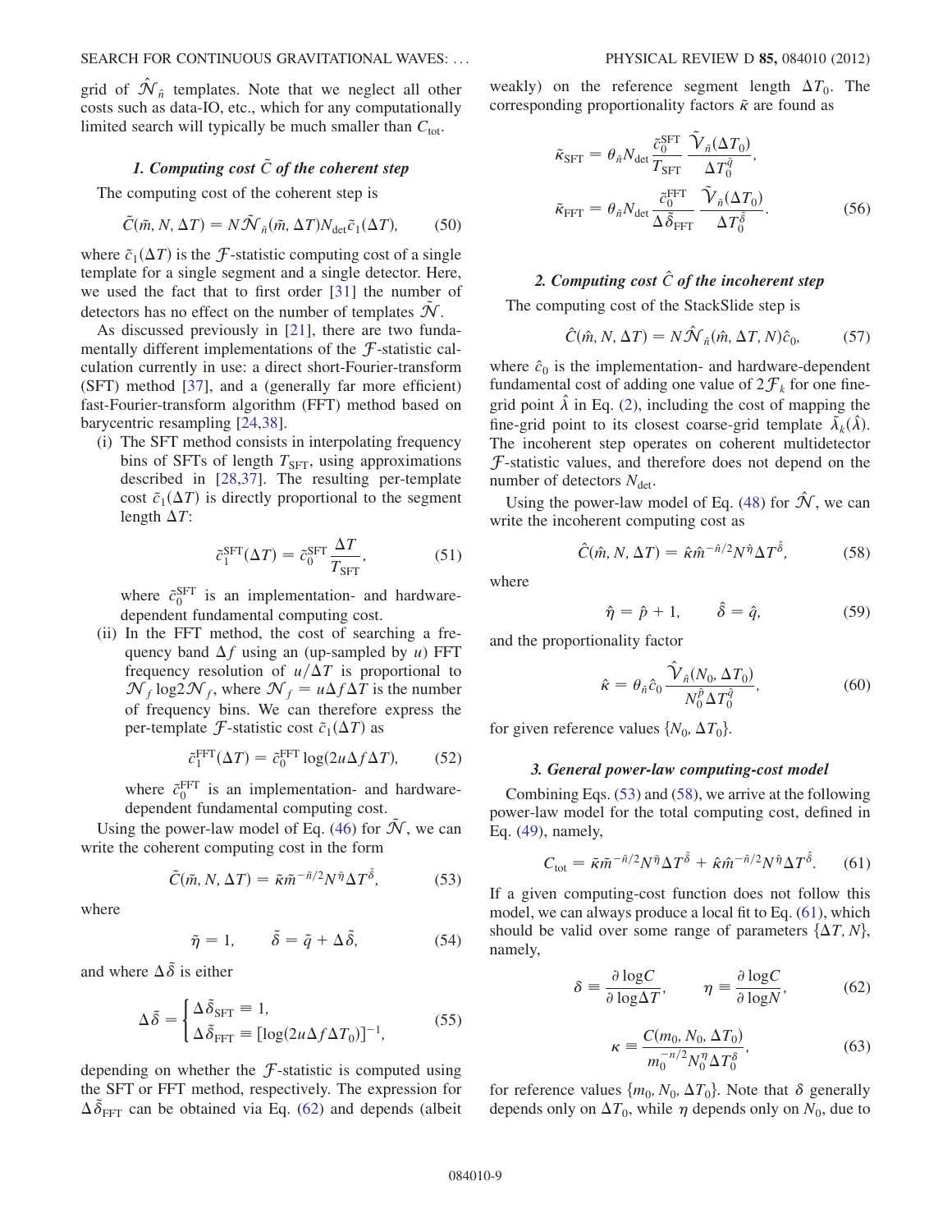grid of $\hat{\mathcal{N}}_{\hat{n}}$ templates. Note that we neglect all other costs such as data-IO, etc., which for any computationally limited search will typically be much smaller than $C_{\text{tot}}$.

#### 1. Computing cost $\tilde{C}$ of the coherent step

The computing cost of the coherent step is

$$\tilde{C}(\tilde{m}, N, \Delta T) = N\tilde{\mathcal{N}}_{\tilde{n}}(\tilde{m}, \Delta T)N_{\text{det}}\tilde{c}_1(\Delta T), \tag{50}$$

where $\tilde{c}_1(\Delta T)$ is the $\mathcal{F}$-statistic computing cost of a single template for a single segment and a single detector. Here, we used the fact that to first order [31] the number of detectors has no effect on the number of templates $\tilde{\mathcal{N}}$.

As discussed previously in [21], there are two fundamentally different implementations of the $\mathcal{F}$-statistic calculation currently in use: a direct short-Fourier-transform (SFT) method [37], and a (generally far more efficient) fast-Fourier-transform algorithm (FFT) method based on barycentric resampling [24,38].

(i) The SFT method consists in interpolating frequency bins of SFTs of length $T_{\text{SFT}}$, using approximations described in [28,37]. The resulting per-template cost $\tilde{c}_1(\Delta T)$ is directly proportional to the segment length $\Delta T$:

$$\tilde{c}_1^{\text{SFT}}(\Delta T) = \tilde{c}_0^{\text{SFT}}\frac{\Delta T}{T_{\text{SFT}}}, \tag{51}$$

where $\tilde{c}_0^{\text{SFT}}$ is an implementation- and hardware-dependent fundamental computing cost.

(ii) In the FFT method, the cost of searching a frequency band $\Delta f$ using an (up-sampled by $u$) FFT frequency resolution of $u/\Delta T$ is proportional to $\mathcal{N}_f \log 2\mathcal{N}_f$, where $\mathcal{N}_f = u\Delta f \Delta T$ is the number of frequency bins. We can therefore express the per-template $\mathcal{F}$-statistic cost $\tilde{c}_1(\Delta T)$ as

$$\tilde{c}_1^{\text{FFT}}(\Delta T) = \tilde{c}_0^{\text{FFT}}\log(2u\Delta f \Delta T), \tag{52}$$

where $\tilde{c}_0^{\text{FFT}}$ is an implementation- and hardware-dependent fundamental computing cost.

Using the power-law model of Eq. (46) for $\tilde{\mathcal{N}}$, we can write the coherent computing cost in the form

$$\tilde{C}(\tilde{m}, N, \Delta T) = \tilde{\kappa}\tilde{m}^{-\tilde{n}/2}N^{\tilde{\eta}}\Delta T^{\tilde{\delta}}, \tag{53}$$

where

$$\tilde{\eta} = 1, \qquad \tilde{\delta} = \tilde{q} + \Delta\tilde{\delta}, \tag{54}$$

and where $\Delta\tilde{\delta}$ is either

$$\Delta\tilde{\delta} = \begin{cases} \Delta\tilde{\delta}_{\text{SFT}} \equiv 1, \\ \Delta\tilde{\delta}_{\text{FFT}} \equiv [\log(2u\Delta f \Delta T_0)]^{-1}, \end{cases} \tag{55}$$

depending on whether the $\mathcal{F}$-statistic is computed using the SFT or FFT method, respectively. The expression for $\Delta\tilde{\delta}_{\text{FFT}}$ can be obtained via Eq. (62) and depends (albeit weakly) on the reference segment length $\Delta T_0$. The corresponding proportionality factors $\tilde{\kappa}$ are found as

$$\tilde{\kappa}_{\text{SFT}} = \theta_{\tilde{n}}N_{\text{det}}\frac{\tilde{c}_0^{\text{SFT}}}{T_{\text{SFT}}}\frac{\tilde{\mathcal{V}}_{\tilde{n}}(\Delta T_0)}{\Delta T_0^{\tilde{q}}},$$

$$\tilde{\kappa}_{\text{FFT}} = \theta_{\tilde{n}}N_{\text{det}}\frac{\tilde{c}_0^{\text{FFT}}}{\Delta\tilde{\delta}_{\text{FFT}}}\frac{\tilde{\mathcal{V}}_{\tilde{n}}(\Delta T_0)}{\Delta T_0^{\tilde{\delta}}}. \tag{56}$$

#### 2. Computing cost $\hat{C}$ of the incoherent step

The computing cost of the StackSlide step is

$$\hat{C}(\hat{m}, N, \Delta T) = N\hat{\mathcal{N}}_{\hat{n}}(\hat{m}, \Delta T, N)\hat{c}_0, \tag{57}$$

where $\hat{c}_0$ is the implementation- and hardware-dependent fundamental cost of adding one value of $2\mathcal{F}_k$ for one fine-grid point $\hat{\lambda}$ in Eq. (2), including the cost of mapping the fine-grid point to its closest coarse-grid template $\tilde{\lambda}_k(\hat{\lambda})$. The incoherent step operates on coherent multidetector $\mathcal{F}$-statistic values, and therefore does not depend on the number of detectors $N_{\text{det}}$.

Using the power-law model of Eq. (48) for $\hat{\mathcal{N}}$, we can write the incoherent computing cost as

$$\hat{C}(\hat{m}, N, \Delta T) = \hat{\kappa}\hat{m}^{-\hat{n}/2}N^{\hat{\eta}}\Delta T^{\hat{\delta}}, \tag{58}$$

where

$$\hat{\eta} = \hat{p} + 1, \qquad \hat{\delta} = \hat{q}, \tag{59}$$

and the proportionality factor

$$\hat{\kappa} = \theta_{\hat{n}}\hat{c}_0\frac{\hat{\mathcal{V}}_{\hat{n}}(N_0, \Delta T_0)}{N_0^{\hat{p}}\Delta T_0^{\hat{q}}}, \tag{60}$$

for given reference values $\{N_0, \Delta T_0\}$.

#### 3. General power-law computing-cost model

Combining Eqs. (53) and (58), we arrive at the following power-law model for the total computing cost, defined in Eq. (49), namely,

$$C_{\text{tot}} = \tilde{\kappa}\tilde{m}^{-\tilde{n}/2}N^{\tilde{\eta}}\Delta T^{\tilde{\delta}} + \hat{\kappa}\hat{m}^{-\hat{n}/2}N^{\hat{\eta}}\Delta T^{\hat{\delta}}. \tag{61}$$

If a given computing-cost function does not follow this model, we can always produce a local fit to Eq. (61), which should be valid over some range of parameters $\{\Delta T, N\}$, namely,

$$\delta \equiv \frac{\partial \log C}{\partial \log \Delta T}, \qquad \eta \equiv \frac{\partial \log C}{\partial \log N}, \tag{62}$$

$$\kappa \equiv \frac{C(m_0, N_0, \Delta T_0)}{m_0^{-n/2}N_0^{\eta}\Delta T_0^{\delta}}, \tag{63}$$

for reference values $\{m_0, N_0, \Delta T_0\}$. Note that $\delta$ generally depends only on $\Delta T_0$, while $\eta$ depends only on $N_0$, due to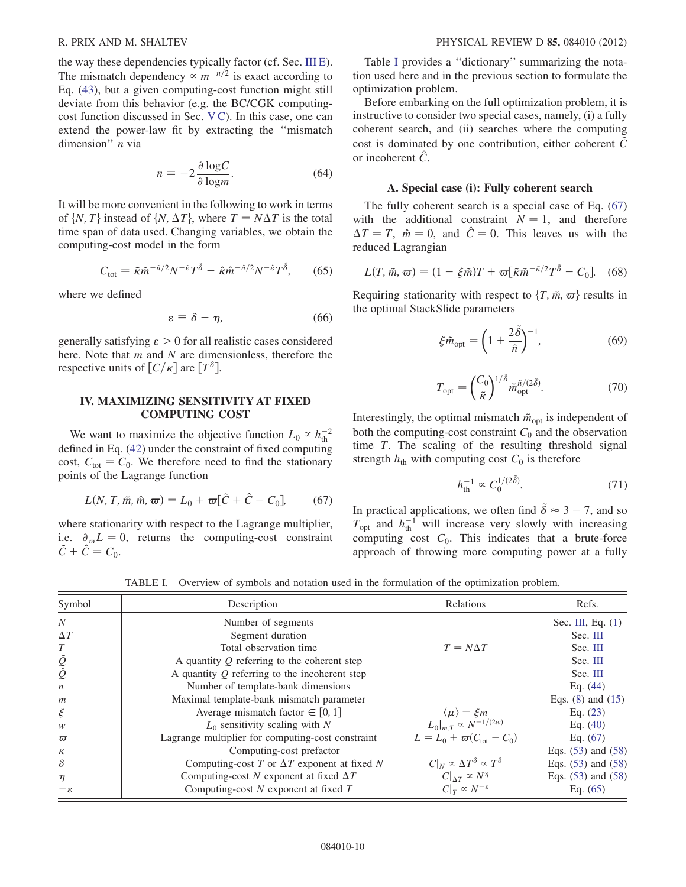the way these dependencies typically factor (cf. Sec. III E). The mismatch dependency $\propto m^{-n/2}$ is exact according to Eq. (43), but a given computing-cost function might still deviate from this behavior (e.g. the BC/CGK computing-cost function discussed in Sec. V C). In this case, one can extend the power-law fit by extracting the "mismatch dimension" $n$ via

$$n \equiv -2\frac{\partial \log C}{\partial \log m}. \tag{64}$$

It will be more convenient in the following to work in terms of $\{N, T\}$ instead of $\{N, \Delta T\}$, where $T = N\Delta T$ is the total time span of data used. Changing variables, we obtain the computing-cost model in the form

$$C_{\rm tot} = \tilde{\kappa}\tilde{m}^{-\tilde{n}/2}N^{-\tilde{\varepsilon}}T^{\tilde{\delta}} + \hat{\kappa}\hat{m}^{-\hat{n}/2}N^{-\hat{\varepsilon}}T^{\hat{\delta}}, \tag{65}$$

where we defined

$$\varepsilon \equiv \delta - \eta, \tag{66}$$

generally satisfying $\varepsilon > 0$ for all realistic cases considered here. Note that $m$ and $N$ are dimensionless, therefore the respective units of $[C/\kappa]$ are $[T^{\delta}]$.

## IV. MAXIMIZING SENSITIVITY AT FIXED COMPUTING COST

We want to maximize the objective function $L_0 \propto h_{\rm th}^{-2}$ defined in Eq. (42) under the constraint of fixed computing cost, $C_{\rm tot} = C_0$. We therefore need to find the stationary points of the Lagrange function

$$L(N, T, \tilde{m}, \hat{m}, \varpi) = L_0 + \varpi[\tilde{C} + \hat{C} - C_0], \tag{67}$$

where stationarity with respect to the Lagrange multiplier, i.e. $\partial_{\varpi}L = 0$, returns the computing-cost constraint $\tilde{C} + \hat{C} = C_0$.

Table I provides a "dictionary" summarizing the notation used here and in the previous section to formulate the optimization problem.

Before embarking on the full optimization problem, it is instructive to consider two special cases, namely, (i) a fully coherent search, and (ii) searches where the computing cost is dominated by one contribution, either coherent $\tilde{C}$ or incoherent $\hat{C}$.

### A. Special case (i): Fully coherent search

The fully coherent search is a special case of Eq. (67) with the additional constraint $N = 1$, and therefore $\Delta T = T$, $\hat{m} = 0$, and $\hat{C} = 0$. This leaves us with the reduced Lagrangian

$$L(T, \tilde{m}, \varpi) = (1 - \xi\tilde{m})T + \varpi[\tilde{\kappa}\tilde{m}^{-\tilde{n}/2}T^{\tilde{\delta}} - C_0]. \tag{68}$$

Requiring stationarity with respect to $\{T, \tilde{m}, \varpi\}$ results in the optimal StackSlide parameters

$$\xi\tilde{m}_{\rm opt} = \left(1 + \frac{2\tilde{\delta}}{\tilde{n}}\right)^{-1}, \tag{69}$$

$$T_{\rm opt} = \left(\frac{C_0}{\tilde{\kappa}}\right)^{1/\tilde{\delta}}\tilde{m}_{\rm opt}^{\tilde{n}/(2\tilde{\delta})}. \tag{70}$$

Interestingly, the optimal mismatch $\tilde{m}_{\rm opt}$ is independent of both the computing-cost constraint $C_0$ and the observation time $T$. The scaling of the resulting threshold signal strength $h_{\rm th}$ with computing cost $C_0$ is therefore

$$h_{\rm th}^{-1} \propto C_0^{1/(2\tilde{\delta})}. \tag{71}$$

In practical applications, we often find $\tilde{\delta} \approx 3 - 7$, and so $T_{\rm opt}$ and $h_{\rm th}^{-1}$ will increase very slowly with increasing computing cost $C_0$. This indicates that a brute-force approach of throwing more computing power at a fully

TABLE I. Overview of symbols and notation used in the formulation of the optimization problem.

| Symbol | Description | Relations | Refs. |
|---|---|---|---|
| $N$ | Number of segments | | Sec. III, Eq. (1) |
| $\Delta T$ | Segment duration | | Sec. III |
| $T$ | Total observation time | $T = N\Delta T$ | Sec. III |
| $\tilde{Q}$ | A quantity $Q$ referring to the coherent step | | Sec. III |
| $\hat{Q}$ | A quantity $Q$ referring to the incoherent step | | Sec. III |
| $n$ | Number of template-bank dimensions | | Eq. (44) |
| $m$ | Maximal template-bank mismatch parameter | | Eqs. (8) and (15) |
| $\xi$ | Average mismatch factor $\in [0, 1]$ | $\langle\mu\rangle = \xi m$ | Eq. (23) |
| $w$ | $L_0$ sensitivity scaling with $N$ | $L_0\|_{m,T} \propto N^{-1/(2w)}$ | Eq. (40) |
| $\varpi$ | Lagrange multiplier for computing-cost constraint | $L = L_0 + \varpi(C_{\rm tot} - C_0)$ | Eq. (67) |
| $\kappa$ | Computing-cost prefactor | | Eqs. (53) and (58) |
| $\delta$ | Computing-cost $T$ or $\Delta T$ exponent at fixed $N$ | $C\|_N \propto \Delta T^{\delta} \propto T^{\delta}$ | Eqs. (53) and (58) |
| $\eta$ | Computing-cost $N$ exponent at fixed $\Delta T$ | $C\|_{\Delta T} \propto N^{\eta}$ | Eqs. (53) and (58) |
| $-\varepsilon$ | Computing-cost $N$ exponent at fixed $T$ | $C\|_T \propto N^{-\varepsilon}$ | Eq. (65) |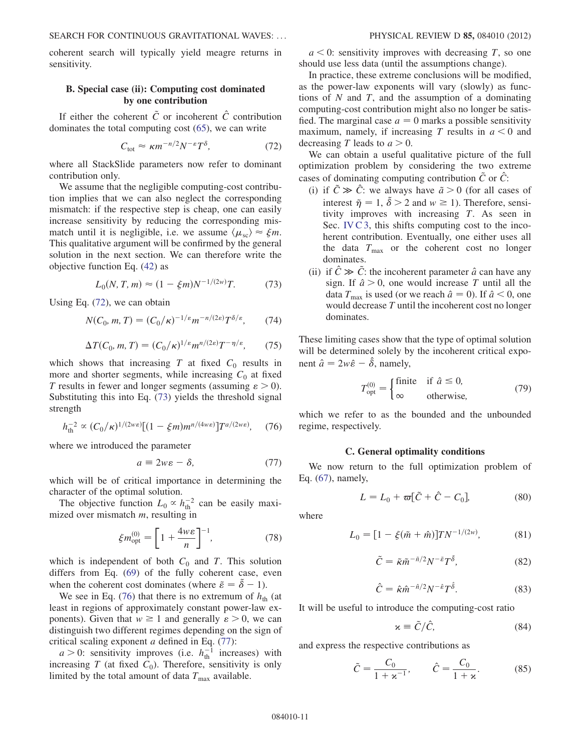coherent search will typically yield meagre returns in sensitivity.

### B. Special case (ii): Computing cost dominated by one contribution

If either the coherent $\tilde{C}$ or incoherent $\hat{C}$ contribution dominates the total computing cost (65), we can write

$$C_{\rm tot} \approx \kappa m^{-n/2} N^{-\varepsilon} T^{\delta}, \tag{72}$$

where all StackSlide parameters now refer to dominant contribution only.

We assume that the negligible computing-cost contribution implies that we can also neglect the corresponding mismatch: if the respective step is cheap, one can easily increase sensitivity by reducing the corresponding mismatch until it is negligible, i.e. we assume $\langle \mu_{\rm sc} \rangle \approx \xi m$. This qualitative argument will be confirmed by the general solution in the next section. We can therefore write the objective function Eq. (42) as

$$L_0(N, T, m) \approx (1 - \xi m) N^{-1/(2w)} T. \tag{73}$$

Using Eq. (72), we can obtain

$$N(C_0, m, T) = (C_0/\kappa)^{-1/\varepsilon} m^{-n/(2\varepsilon)} T^{\delta/\varepsilon}, \tag{74}$$

$$\Delta T(C_0, m, T) = (C_0/\kappa)^{1/\varepsilon} m^{n/(2\varepsilon)} T^{-\eta/\varepsilon}, \tag{75}$$

which shows that increasing $T$ at fixed $C_0$ results in more and shorter segments, while increasing $C_0$ at fixed $T$ results in fewer and longer segments (assuming $\varepsilon > 0$). Substituting this into Eq. (73) yields the threshold signal strength

$$h_{\rm th}^{-2} \propto (C_0/\kappa)^{1/(2w\varepsilon)} [(1 - \xi m) m^{n/(4w\varepsilon)}] T^{a/(2w\varepsilon)}, \tag{76}$$

where we introduced the parameter

$$a \equiv 2w\varepsilon - \delta, \tag{77}$$

which will be of critical importance in determining the character of the optimal solution.

The objective function $L_0 \propto h_{\rm th}^{-2}$ can be easily maximized over mismatch $m$, resulting in

$$\xi m_{\rm opt}^{(0)} = \left[1 + \frac{4w\varepsilon}{n}\right]^{-1}, \tag{78}$$

which is independent of both $C_0$ and $T$. This solution differs from Eq. (69) of the fully coherent case, even when the coherent cost dominates (where $\tilde{\varepsilon} = \tilde{\delta} - 1$).

We see in Eq. (76) that there is no extremum of $h_{\rm th}$ (at least in regions of approximately constant power-law exponents). Given that $w \geq 1$ and generally $\varepsilon > 0$, we can distinguish two different regimes depending on the sign of critical scaling exponent $a$ defined in Eq. (77):

$a > 0$: sensitivity improves (i.e. $h_{\rm th}^{-1}$ increases) with increasing $T$ (at fixed $C_0$). Therefore, sensitivity is only limited by the total amount of data $T_{\max}$ available.

$a < 0$: sensitivity improves with decreasing $T$, so one should use less data (until the assumptions change).

In practice, these extreme conclusions will be modified, as the power-law exponents will vary (slowly) as functions of $N$ and $T$, and the assumption of a dominating computing-cost contribution might also no longer be satisfied. The marginal case $a = 0$ marks a possible sensitivity maximum, namely, if increasing $T$ results in $a < 0$ and decreasing $T$ leads to $a > 0$.

We can obtain a useful qualitative picture of the full optimization problem by considering the two extreme cases of dominating computing contribution $\tilde{C}$ or $\hat{C}$:

(i) if $\tilde{C} \gg \hat{C}$: we always have $\tilde{a} > 0$ (for all cases of interest $\tilde{\eta} = 1$, $\tilde{\delta} > 2$ and $w \geq 1$). Therefore, sensitivity improves with increasing $T$. As seen in Sec. IV C 3, this shifts computing cost to the incoherent contribution. Eventually, one either uses all the data $T_{\max}$ or the coherent cost no longer dominates.

(ii) if $\hat{C} \gg \tilde{C}$: the incoherent parameter $\hat{a}$ can have any sign. If $\hat{a} > 0$, one would increase $T$ until all the data $T_{\max}$ is used (or we reach $\hat{a} = 0$). If $\hat{a} < 0$, one would decrease $T$ until the incoherent cost no longer dominates.

These limiting cases show that the type of optimal solution will be determined solely by the incoherent critical exponent $\hat{a} = 2w\hat{\varepsilon} - \hat{\delta}$, namely,

$$T_{\rm opt}^{(0)} = \begin{cases} \text{finite} & \text{if } \hat{a} \leq 0, \\ \infty & \text{otherwise,} \end{cases} \tag{79}$$

which we refer to as the bounded and the unbounded regime, respectively.

### C. General optimality conditions

We now return to the full optimization problem of Eq. (67), namely,

$$L = L_0 + \varpi[\tilde{C} + \hat{C} - C_0], \tag{80}$$

where

$$L_0 = [1 - \xi(\tilde{m} + \hat{m})] T N^{-1/(2w)}, \tag{81}$$

$$\tilde{C} = \tilde{\kappa} \tilde{m}^{-\tilde{n}/2} N^{-\tilde{\varepsilon}} T^{\tilde{\delta}}, \tag{82}$$

$$\hat{C} = \hat{\kappa} \hat{m}^{-\hat{n}/2} N^{-\hat{\varepsilon}} T^{\hat{\delta}}. \tag{83}$$

It will be useful to introduce the computing-cost ratio

$$\varkappa \equiv \tilde{C}/\hat{C}, \tag{84}$$

and express the respective contributions as

$$\tilde{C} = \frac{C_0}{1 + \varkappa^{-1}}, \qquad \hat{C} = \frac{C_0}{1 + \varkappa}. \tag{85}$$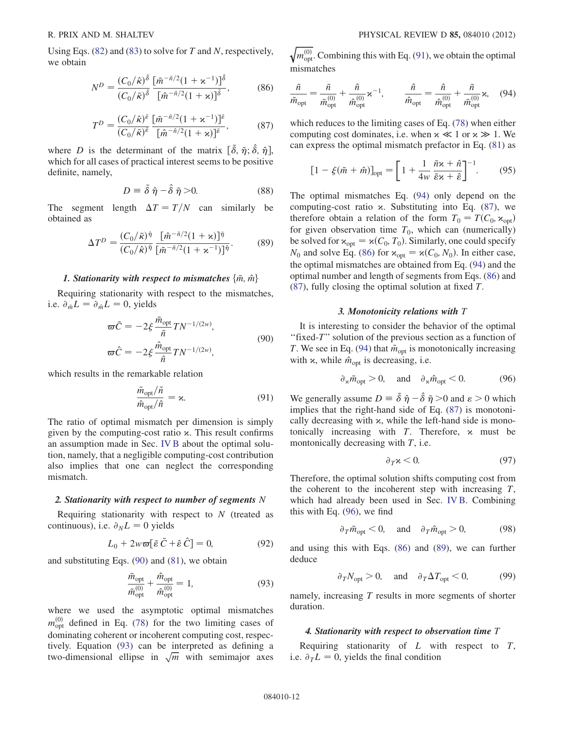Using Eqs. (82) and (83) to solve for $T$ and $N$, respectively, we obtain

$$N^D = \frac{(C_0/\hat{\kappa})^{\tilde{\delta}}}{(C_0/\tilde{\kappa})^{\hat{\delta}}} \frac{[\tilde{m}^{-\tilde{n}/2}(1+\varkappa^{-1})]^{\tilde{\delta}}}{[\hat{m}^{-\hat{n}/2}(1+\varkappa)]^{\hat{\delta}}}, \tag{86}$$

$$T^D = \frac{(C_0/\hat{\kappa})^{\tilde{\varepsilon}}}{(C_0/\tilde{\kappa})^{\hat{\varepsilon}}} \frac{[\tilde{m}^{-\tilde{n}/2}(1+\varkappa^{-1})]^{\tilde{\varepsilon}}}{[\hat{m}^{-\hat{n}/2}(1+\varkappa)]^{\hat{\varepsilon}}}, \tag{87}$$

where $D$ is the determinant of the matrix $[\tilde{\delta}, \tilde{\eta}; \hat{\delta}, \hat{\eta}]$, which for all cases of practical interest seems to be positive definite, namely,

$$D \equiv \tilde{\delta}\,\hat{\eta} - \hat{\delta}\,\tilde{\eta} > 0. \tag{88}$$

The segment length $\Delta T = T/N$ can similarly be obtained as

$$\Delta T^D = \frac{(C_0/\tilde{\kappa})^{\hat{\eta}}}{(C_0/\hat{\kappa})^{\tilde{\eta}}} \frac{[\hat{m}^{-\hat{n}/2}(1+\varkappa)]^{\hat{\eta}}}{[\tilde{m}^{-\tilde{n}/2}(1+\varkappa^{-1})]^{\tilde{\eta}}}. \tag{89}$$

### 1. Stationarity with respect to mismatches $\{\tilde{m}, \hat{m}\}$

Requiring stationarity with respect to the mismatches, i.e. $\partial_{\tilde{m}} L = \partial_{\hat{m}} L = 0$, yields

$$\varpi \tilde{C} = -2\xi \frac{\tilde{m}_{\text{opt}}}{\tilde{n}} T N^{-1/(2w)},$$
$$\varpi \hat{C} = -2\xi \frac{\hat{m}_{\text{opt}}}{\hat{n}} T N^{-1/(2w)}, \tag{90}$$

which results in the remarkable relation

$$\frac{\tilde{m}_{\text{opt}}/\tilde{n}}{\hat{m}_{\text{opt}}/\hat{n}} = \varkappa. \tag{91}$$

The ratio of optimal mismatch per dimension is simply given by the computing-cost ratio $\varkappa$. This result confirms an assumption made in Sec. IV B about the optimal solution, namely, that a negligible computing-cost contribution also implies that one can neglect the corresponding mismatch.

### 2. Stationarity with respect to number of segments $N$

Requiring stationarity with respect to $N$ (treated as continuous), i.e. $\partial_N L = 0$ yields

$$L_0 + 2w\varpi[\tilde{\varepsilon}\,\tilde{C} + \hat{\varepsilon}\,\hat{C}] = 0, \tag{92}$$

and substituting Eqs. (90) and (81), we obtain

$$\frac{\tilde{m}_{\text{opt}}}{\tilde{m}^{(0)}_{\text{opt}}} + \frac{\hat{m}_{\text{opt}}}{\hat{m}^{(0)}_{\text{opt}}} = 1, \tag{93}$$

where we used the asymptotic optimal mismatches $m^{(0)}_{\text{opt}}$ defined in Eq. (78) for the two limiting cases of dominating coherent or incoherent computing cost, respectively. Equation (93) can be interpreted as defining a two-dimensional ellipse in $\sqrt{m}$ with semimajor axes $\sqrt{m^{(0)}_{\text{opt}}}$. Combining this with Eq. (91), we obtain the optimal mismatches

$$\frac{\tilde{n}}{\tilde{m}_{\text{opt}}} = \frac{\tilde{n}}{\tilde{m}^{(0)}_{\text{opt}}} + \frac{\hat{n}}{\hat{m}^{(0)}_{\text{opt}}}\varkappa^{-1}, \qquad \frac{\hat{n}}{\hat{m}_{\text{opt}}} = \frac{\hat{n}}{\hat{m}^{(0)}_{\text{opt}}} + \frac{\tilde{n}}{\tilde{m}^{(0)}_{\text{opt}}}\varkappa, \tag{94}$$

which reduces to the limiting cases of Eq. (78) when either computing cost dominates, i.e. when $\varkappa \ll 1$ or $\varkappa \gg 1$. We can express the optimal mismatch prefactor in Eq. (81) as

$$[1 - \xi(\tilde{m} + \hat{m})]_{\text{opt}} = \left[1 + \frac{1}{4w}\frac{\tilde{n}\varkappa + \hat{n}}{\tilde{\varepsilon}\varkappa + \hat{\varepsilon}}\right]^{-1}. \tag{95}$$

The optimal mismatches Eq. (94) only depend on the computing-cost ratio $\varkappa$. Substituting into Eq. (87), we therefore obtain a relation of the form $T_0 = T(C_0, \varkappa_{\text{opt}})$ for given observation time $T_0$, which can (numerically) be solved for $\varkappa_{\text{opt}} = \varkappa(C_0, T_0)$. Similarly, one could specify $N_0$ and solve Eq. (86) for $\varkappa_{\text{opt}} = \varkappa(C_0, N_0)$. In either case, the optimal mismatches are obtained from Eq. (94) and the optimal number and length of segments from Eqs. (86) and (87), fully closing the optimal solution at fixed $T$.

### 3. Monotonicity relations with $T$

It is interesting to consider the behavior of the optimal "fixed-$T$" solution of the previous section as a function of $T$. We see in Eq. (94) that $\tilde{m}_{\text{opt}}$ is monotonically increasing with $\varkappa$, while $\hat{m}_{\text{opt}}$ is decreasing, i.e.

$$\partial_\varkappa \tilde{m}_{\text{opt}} > 0, \quad \text{and} \quad \partial_\varkappa \hat{m}_{\text{opt}} < 0. \tag{96}$$

We generally assume $D \equiv \tilde{\delta}\,\hat{\eta} - \hat{\delta}\,\tilde{\eta} > 0$ and $\varepsilon > 0$ which implies that the right-hand side of Eq. (87) is monotonically decreasing with $\varkappa$, while the left-hand side is monotonically increasing with $T$. Therefore, $\varkappa$ must be montonically decreasing with $T$, i.e.

$$\partial_T \varkappa < 0. \tag{97}$$

Therefore, the optimal solution shifts computing cost from the coherent to the incoherent step with increasing $T$, which had already been used in Sec. IV B. Combining this with Eq. (96), we find

$$\partial_T \tilde{m}_{\text{opt}} < 0, \quad \text{and} \quad \partial_T \hat{m}_{\text{opt}} > 0, \tag{98}$$

and using this with Eqs. (86) and (89), we can further deduce

$$\partial_T N_{\text{opt}} > 0, \quad \text{and} \quad \partial_T \Delta T_{\text{opt}} < 0, \tag{99}$$

namely, increasing $T$ results in more segments of shorter duration.

### 4. Stationarity with respect to observation time $T$

Requiring stationarity of $L$ with respect to $T$, i.e. $\partial_T L = 0$, yields the final condition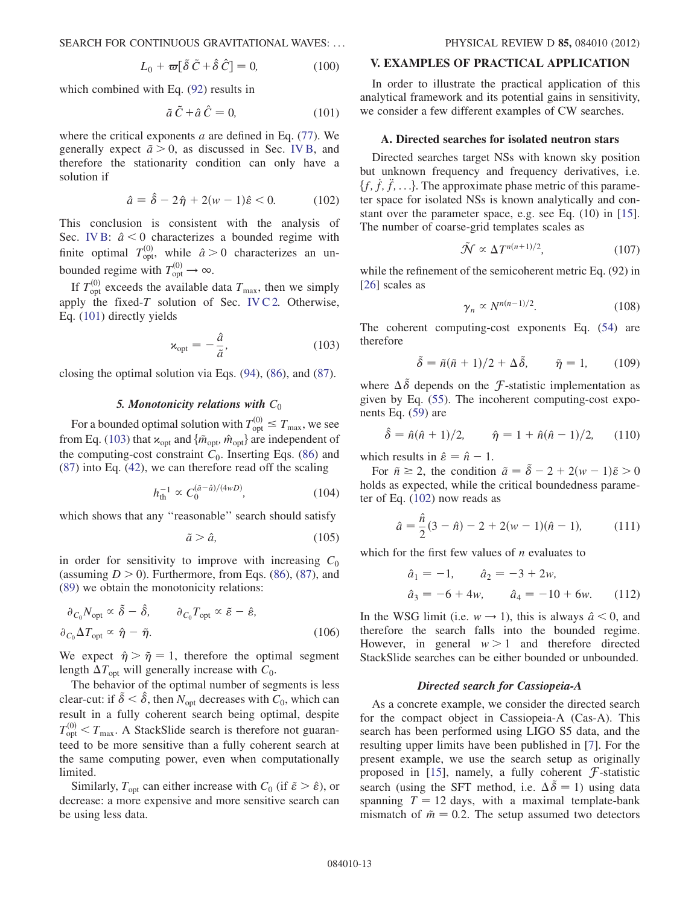$$L_0 + \varpi[\tilde{\delta}\,\tilde{C} + \hat{\delta}\,\hat{C}] = 0, \tag{100}$$

which combined with Eq. (92) results in

$$\tilde{a}\,\tilde{C} + \hat{a}\,\hat{C} = 0, \tag{101}$$

where the critical exponents $a$ are defined in Eq. (77). We generally expect $\tilde{a} > 0$, as discussed in Sec. IV B, and therefore the stationarity condition can only have a solution if

$$\hat{a} \equiv \hat{\delta} - 2\hat{\eta} + 2(w-1)\hat{\varepsilon} < 0. \tag{102}$$

This conclusion is consistent with the analysis of Sec. IV B: $\hat{a} < 0$ characterizes a bounded regime with finite optimal $T^{(0)}_{\mathrm{opt}}$, while $\hat{a} > 0$ characterizes an unbounded regime with $T^{(0)}_{\mathrm{opt}} \to \infty$.

If $T^{(0)}_{\mathrm{opt}}$ exceeds the available data $T_{\max}$, then we simply apply the fixed-$T$ solution of Sec. IV C 2. Otherwise, Eq. (101) directly yields

$$\varkappa_{\mathrm{opt}} = -\frac{\hat{a}}{\tilde{a}}, \tag{103}$$

closing the optimal solution via Eqs. (94), (86), and (87).

#### 5. Monotonicity relations with $C_0$

For a bounded optimal solution with $T^{(0)}_{\mathrm{opt}} \leq T_{\max}$, we see from Eq. (103) that $\varkappa_{\mathrm{opt}}$ and $\{\tilde{m}_{\mathrm{opt}}, \hat{m}_{\mathrm{opt}}\}$ are independent of the computing-cost constraint $C_0$. Inserting Eqs. (86) and (87) into Eq. (42), we can therefore read off the scaling

$$h_{\mathrm{th}}^{-1} \propto C_0^{(\tilde{a}-\hat{a})/(4wD)}, \tag{104}$$

which shows that any "reasonable" search should satisfy

$$\tilde{a} > \hat{a}, \tag{105}$$

in order for sensitivity to improve with increasing $C_0$ (assuming $D > 0$). Furthermore, from Eqs. (86), (87), and (89) we obtain the monotonicity relations:

$$\partial_{C_0} N_{\mathrm{opt}} \propto \tilde{\delta} - \hat{\delta}, \qquad \partial_{C_0} T_{\mathrm{opt}} \propto \tilde{\varepsilon} - \hat{\varepsilon},$$
$$\partial_{C_0} \Delta T_{\mathrm{opt}} \propto \hat{\eta} - \tilde{\eta}. \tag{106}$$

We expect $\hat{\eta} > \tilde{\eta} = 1$, therefore the optimal segment length $\Delta T_{\mathrm{opt}}$ will generally increase with $C_0$.

The behavior of the optimal number of segments is less clear-cut: if $\tilde{\delta} < \hat{\delta}$, then $N_{\mathrm{opt}}$ decreases with $C_0$, which can result in a fully coherent search being optimal, despite $T^{(0)}_{\mathrm{opt}} < T_{\max}$. A StackSlide search is therefore not guaranteed to be more sensitive than a fully coherent search at the same computing power, even when computationally limited.

Similarly, $T_{\mathrm{opt}}$ can either increase with $C_0$ (if $\tilde{\varepsilon} > \hat{\varepsilon}$), or decrease: a more expensive and more sensitive search can be using less data.

## V. EXAMPLES OF PRACTICAL APPLICATION

In order to illustrate the practical application of this analytical framework and its potential gains in sensitivity, we consider a few different examples of CW searches.

### A. Directed searches for isolated neutron stars

Directed searches target NSs with known sky position but unknown frequency and frequency derivatives, i.e. $\{f, \dot{f}, \ddot{f}, \ldots\}$. The approximate phase metric of this parameter space for isolated NSs is known analytically and constant over the parameter space, e.g. see Eq. (10) in [15]. The number of coarse-grid templates scales as

$$\tilde{\mathcal{N}} \propto \Delta T^{n(n+1)/2}, \tag{107}$$

while the refinement of the semicoherent metric Eq. (92) in [26] scales as

$$\gamma_n \propto N^{n(n-1)/2}. \tag{108}$$

The coherent computing-cost exponents Eq. (54) are therefore

$$\tilde{\delta} = \tilde{n}(\tilde{n}+1)/2 + \Delta\tilde{\delta}, \qquad \tilde{\eta} = 1, \tag{109}$$

where $\Delta\tilde{\delta}$ depends on the $\mathcal{F}$-statistic implementation as given by Eq. (55). The incoherent computing-cost exponents Eq. (59) are

$$\hat{\delta} = \hat{n}(\hat{n}+1)/2, \qquad \hat{\eta} = 1 + \hat{n}(\hat{n}-1)/2, \tag{110}$$

which results in $\hat{\varepsilon} = \hat{n} - 1$.

For $\tilde{n} \geq 2$, the condition $\tilde{a} = \tilde{\delta} - 2 + 2(w-1)\tilde{\varepsilon} > 0$ holds as expected, while the critical boundedness parameter of Eq. (102) now reads as

$$\hat{a} = \frac{\hat{n}}{2}(3 - \hat{n}) - 2 + 2(w-1)(\hat{n}-1), \tag{111}$$

which for the first few values of $n$ evaluates to

$$\hat{a}_1 = -1, \qquad \hat{a}_2 = -3 + 2w,$$
$$\hat{a}_3 = -6 + 4w, \qquad \hat{a}_4 = -10 + 6w. \tag{112}$$

In the WSG limit (i.e. $w \to 1$), this is always $\hat{a} < 0$, and therefore the search falls into the bounded regime. However, in general $w > 1$ and therefore directed StackSlide searches can be either bounded or unbounded.

#### Directed search for Cassiopeia-A

As a concrete example, we consider the directed search for the compact object in Cassiopeia-A (Cas-A). This search has been performed using LIGO S5 data, and the resulting upper limits have been published in [7]. For the present example, we use the search setup as originally proposed in [15], namely, a fully coherent $\mathcal{F}$-statistic search (using the SFT method, i.e. $\Delta\tilde{\delta} = 1$) using data spanning $T = 12$ days, with a maximal template-bank mismatch of $\tilde{m} = 0.2$. The setup assumed two detectors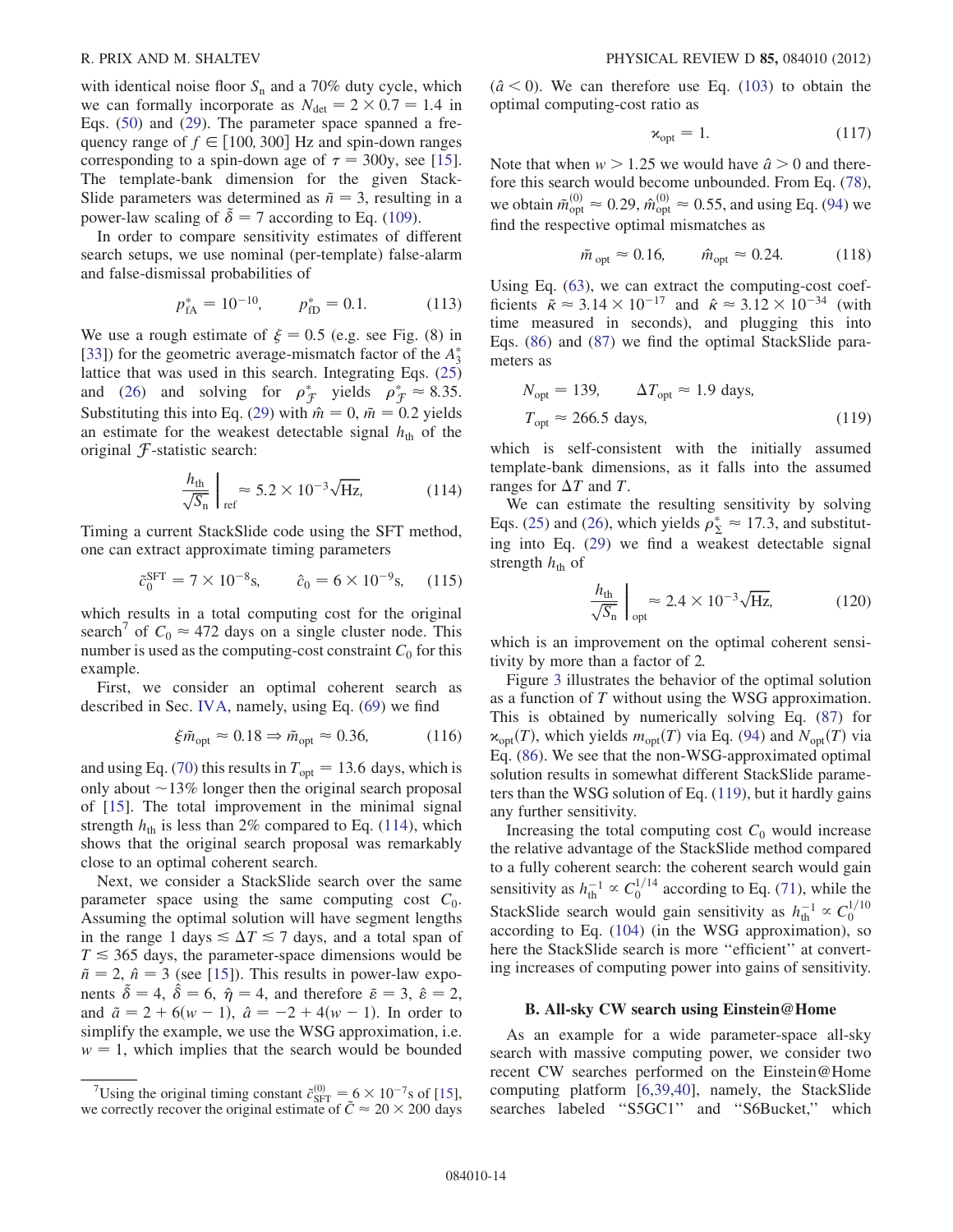with identical noise floor $S_n$ and a 70% duty cycle, which we can formally incorporate as $N_{det} = 2 \times 0.7 = 1.4$ in Eqs. (50) and (29). The parameter space spanned a frequency range of $f \in [100, 300]$ Hz and spin-down ranges corresponding to a spin-down age of $\tau = 300$y, see [15]. The template-bank dimension for the given StackSlide parameters was determined as $\tilde{n} = 3$, resulting in a power-law scaling of $\tilde{\delta} = 7$ according to Eq. (109).

In order to compare sensitivity estimates of different search setups, we use nominal (per-template) false-alarm and false-dismissal probabilities of

$$p_{fA}^* = 10^{-10}, \qquad p_{fD}^* = 0.1. \tag{113}$$

We use a rough estimate of $\xi = 0.5$ (e.g. see Fig. (8) in [33]) for the geometric average-mismatch factor of the $A_3^*$ lattice that was used in this search. Integrating Eqs. (25) and (26) and solving for $\rho_{\mathcal{F}}^*$ yields $\rho_{\mathcal{F}}^* \approx 8.35$. Substituting this into Eq. (29) with $\hat{m} = 0$, $\tilde{m} = 0.2$ yields an estimate for the weakest detectable signal $h_{th}$ of the original $\mathcal{F}$-statistic search:

$$\left.\frac{h_{th}}{\sqrt{S_n}}\right|_{ref} \approx 5.2 \times 10^{-3}\sqrt{\text{Hz}}, \tag{114}$$

Timing a current StackSlide code using the SFT method, one can extract approximate timing parameters

$$\tilde{c}_0^{SFT} = 7 \times 10^{-8}\text{s}, \qquad \hat{c}_0 = 6 \times 10^{-9}\text{s}, \tag{115}$$

which results in a total computing cost for the original search[7] of $C_0 \approx 472$ days on a single cluster node. This number is used as the computing-cost constraint $C_0$ for this example.

First, we consider an optimal coherent search as described in Sec. IV A, namely, using Eq. (69) we find

$$\xi\tilde{m}_{opt} \approx 0.18 \Rightarrow \tilde{m}_{opt} \approx 0.36, \tag{116}$$

and using Eq. (70) this results in $T_{opt} = 13.6$ days, which is only about $\sim$13% longer then the original search proposal of [15]. The total improvement in the minimal signal strength $h_{th}$ is less than 2% compared to Eq. (114), which shows that the original search proposal was remarkably close to an optimal coherent search.

Next, we consider a StackSlide search over the same parameter space using the same computing cost $C_0$. Assuming the optimal solution will have segment lengths in the range 1 days $\lesssim \Delta T \lesssim 7$ days, and a total span of $T \lesssim 365$ days, the parameter-space dimensions would be $\tilde{n} = 2$, $\hat{n} = 3$ (see [15]). This results in power-law exponents $\tilde{\delta} = 4$, $\hat{\delta} = 6$, $\hat{\eta} = 4$, and therefore $\tilde{\varepsilon} = 3$, $\hat{\varepsilon} = 2$, and $\tilde{a} = 2 + 6(w-1)$, $\hat{a} = -2 + 4(w-1)$. In order to simplify the example, we use the WSG approximation, i.e. $w = 1$, which implies that the search would be bounded ($\hat{a} < 0$). We can therefore use Eq. (103) to obtain the optimal computing-cost ratio as

$$\varkappa_{opt} = 1. \tag{117}$$

Note that when $w > 1.25$ we would have $\hat{a} > 0$ and therefore this search would become unbounded. From Eq. (78), we obtain $\tilde{m}_{opt}^{(0)} \approx 0.29$, $\hat{m}_{opt}^{(0)} \approx 0.55$, and using Eq. (94) we find the respective optimal mismatches as

$$\tilde{m}_{opt} \approx 0.16, \qquad \hat{m}_{opt} \approx 0.24. \tag{118}$$

Using Eq. (63), we can extract the computing-cost coefficients $\tilde{\kappa} \approx 3.14 \times 10^{-17}$ and $\hat{\kappa} \approx 3.12 \times 10^{-34}$ (with time measured in seconds), and plugging this into Eqs. (86) and (87) we find the optimal StackSlide parameters as

$$N_{opt} = 139, \qquad \Delta T_{opt} \approx 1.9 \text{ days},$$
$$T_{opt} \approx 266.5 \text{ days}, \tag{119}$$

which is self-consistent with the initially assumed template-bank dimensions, as it falls into the assumed ranges for $\Delta T$ and $T$.

We can estimate the resulting sensitivity by solving Eqs. (25) and (26), which yields $\rho_{\Sigma}^* \approx 17.3$, and substituting into Eq. (29) we find a weakest detectable signal strength $h_{th}$ of

$$\left.\frac{h_{th}}{\sqrt{S_n}}\right|_{opt} \approx 2.4 \times 10^{-3}\sqrt{\text{Hz}}, \tag{120}$$

which is an improvement on the optimal coherent sensitivity by more than a factor of 2.

Figure 3 illustrates the behavior of the optimal solution as a function of $T$ without using the WSG approximation. This is obtained by numerically solving Eq. (87) for $\varkappa_{opt}(T)$, which yields $m_{opt}(T)$ via Eq. (94) and $N_{opt}(T)$ via Eq. (86). We see that the non-WSG-approximated optimal solution results in somewhat different StackSlide parameters than the WSG solution of Eq. (119), but it hardly gains any further sensitivity.

Increasing the total computing cost $C_0$ would increase the relative advantage of the StackSlide method compared to a fully coherent search: the coherent search would gain sensitivity as $h_{th}^{-1} \propto C_0^{1/14}$ according to Eq. (71), while the StackSlide search would gain sensitivity as $h_{th}^{-1} \propto C_0^{1/10}$ according to Eq. (104) (in the WSG approximation), so here the StackSlide search is more "efficient" at converting increases of computing power into gains of sensitivity.

### B. All-sky CW search using Einstein@Home

As an example for a wide parameter-space all-sky search with massive computing power, we consider two recent CW searches performed on the Einstein@Home computing platform [6,39,40], namely, the StackSlide searches labeled "S5GC1" and "S6Bucket," which

---

[7] Using the original timing constant $\tilde{c}_{SFT}^{(0)} = 6 \times 10^{-7}$s of [15], we correctly recover the original estimate of $\tilde{C} \approx 20 \times 200$ days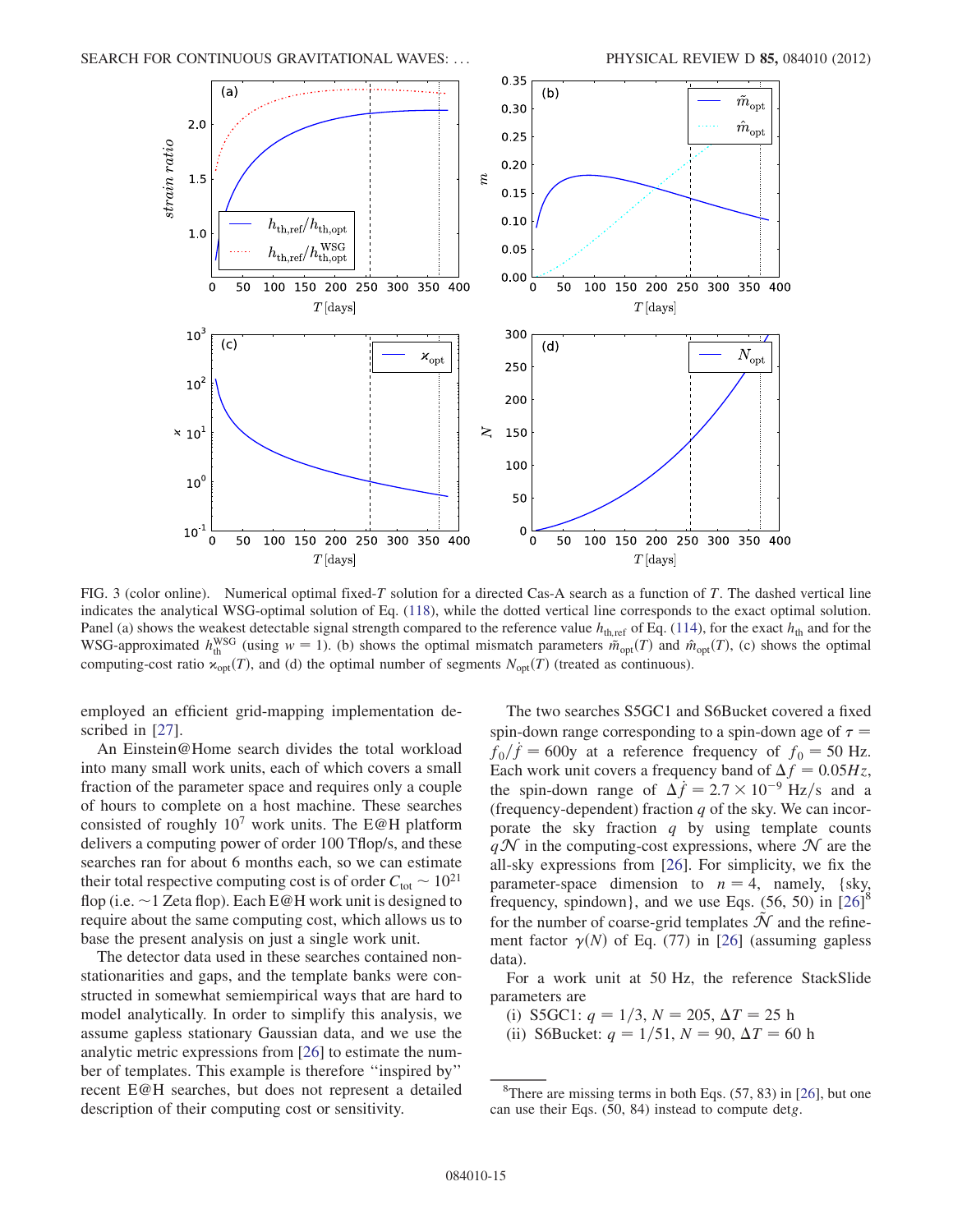FIG. 3 (color online). Numerical optimal fixed-$T$ solution for a directed Cas-A search as a function of $T$. The dashed vertical line indicates the analytical WSG-optimal solution of Eq. (118), while the dotted vertical line corresponds to the exact optimal solution. Panel (a) shows the weakest detectable signal strength compared to the reference value $h_{\mathrm{th,ref}}$ of Eq. (114), for the exact $h_{\mathrm{th}}$ and for the WSG-approximated $h_{\mathrm{th}}^{\mathrm{WSG}}$ (using $w = 1$). (b) shows the optimal mismatch parameters $\tilde{m}_{\mathrm{opt}}(T)$ and $\hat{m}_{\mathrm{opt}}(T)$, (c) shows the optimal computing-cost ratio $\varkappa_{\mathrm{opt}}(T)$, and (d) the optimal number of segments $N_{\mathrm{opt}}(T)$ (treated as continuous).

employed an efficient grid-mapping implementation described in [27].

An Einstein@Home search divides the total workload into many small work units, each of which covers a small fraction of the parameter space and requires only a couple of hours to complete on a host machine. These searches consisted of roughly $10^7$ work units. The E@H platform delivers a computing power of order 100 Tflop/s, and these searches ran for about 6 months each, so we can estimate their total respective computing cost is of order $C_{\mathrm{tot}} \sim 10^{21}$ flop (i.e. ~1 Zeta flop). Each E@H work unit is designed to require about the same computing cost, which allows us to base the present analysis on just a single work unit.

The detector data used in these searches contained nonstationarities and gaps, and the template banks were constructed in somewhat semiempirical ways that are hard to model analytically. In order to simplify this analysis, we assume gapless stationary Gaussian data, and we use the analytic metric expressions from [26] to estimate the number of templates. This example is therefore "inspired by" recent E@H searches, but does not represent a detailed description of their computing cost or sensitivity.

The two searches S5GC1 and S6Bucket covered a fixed spin-down range corresponding to a spin-down age of $\tau = f_0/\dot{f} = 600\mathrm{y}$ at a reference frequency of $f_0 = 50$ Hz. Each work unit covers a frequency band of $\Delta f = 0.05Hz$, the spin-down range of $\Delta\dot{f} = 2.7 \times 10^{-9}$ Hz/s and a (frequency-dependent) fraction $q$ of the sky. We can incorporate the sky fraction $q$ by using template counts $q\mathcal{N}$ in the computing-cost expressions, where $\mathcal{N}$ are the all-sky expressions from [26]. For simplicity, we fix the parameter-space dimension to $n = 4$, namely, {sky, frequency, spindown}, and we use Eqs. (56, 50) in [26][8] for the number of coarse-grid templates $\tilde{\mathcal{N}}$ and the refinement factor $\gamma(N)$ of Eq. (77) in [26] (assuming gapless data).

For a work unit at 50 Hz, the reference StackSlide parameters are

(i) S5GC1: $q = 1/3$, $N = 205$, $\Delta T = 25$ h
(ii) S6Bucket: $q = 1/51$, $N = 90$, $\Delta T = 60$ h

[8] There are missing terms in both Eqs. (57, 83) in [26], but one can use their Eqs. (50, 84) instead to compute det$g$.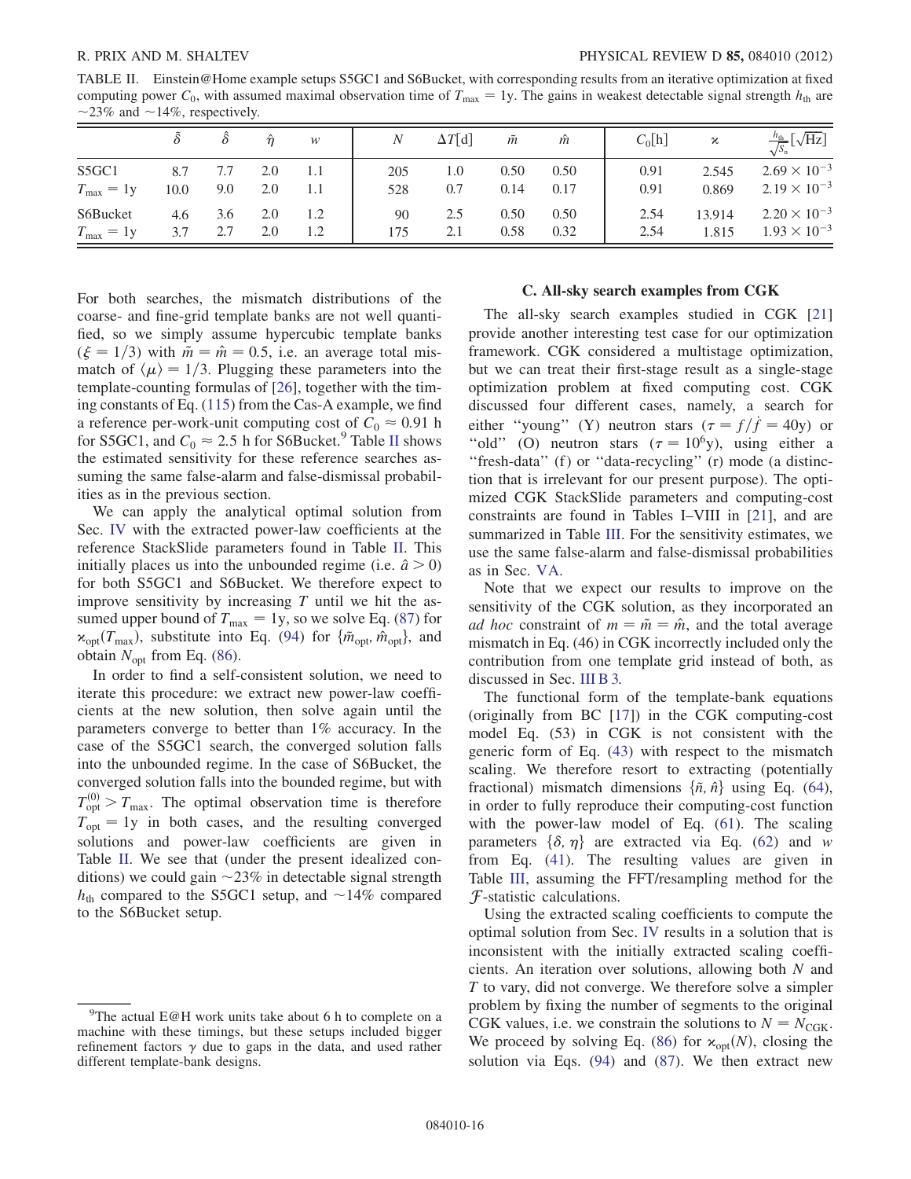TABLE II. Einstein@Home example setups S5GC1 and S6Bucket, with corresponding results from an iterative optimization at fixed computing power $C_0$, with assumed maximal observation time of $T_{\max} = 1\text{y}$. The gains in weakest detectable signal strength $h_{\text{th}}$ are $\sim 23\%$ and $\sim 14\%$, respectively.

| | $\tilde{\delta}$ | $\hat{\delta}$ | $\hat{\eta}$ | $w$ | $N$ | $\Delta T[\text{d}]$ | $\tilde{m}$ | $\hat{m}$ | $C_0[\text{h}]$ | $\varkappa$ | $\frac{h_{\text{th}}}{\sqrt{S_n}}[\sqrt{\text{Hz}}]$ |
|---|---|---|---|---|---|---|---|---|---|---|---|
| S5GC1 | 8.7 | 7.7 | 2.0 | 1.1 | 205 | 1.0 | 0.50 | 0.50 | 0.91 | 2.545 | $2.69 \times 10^{-3}$ |
| $T_{\max} = 1\text{y}$ | 10.0 | 9.0 | 2.0 | 1.1 | 528 | 0.7 | 0.14 | 0.17 | 0.91 | 0.869 | $2.19 \times 10^{-3}$ |
| S6Bucket | 4.6 | 3.6 | 2.0 | 1.2 | 90 | 2.5 | 0.50 | 0.50 | 2.54 | 13.914 | $2.20 \times 10^{-3}$ |
| $T_{\max} = 1\text{y}$ | 3.7 | 2.7 | 2.0 | 1.2 | 175 | 2.1 | 0.58 | 0.32 | 2.54 | 1.815 | $1.93 \times 10^{-3}$ |

For both searches, the mismatch distributions of the coarse- and fine-grid template banks are not well quantified, so we simply assume hypercubic template banks ($\xi = 1/3$) with $\tilde{m} = \hat{m} = 0.5$, i.e. an average total mismatch of $\langle \mu \rangle = 1/3$. Plugging these parameters into the template-counting formulas of [26], together with the timing constants of Eq. (115) from the Cas-A example, we find a reference per-work-unit computing cost of $C_0 \approx 0.91$ h for S5GC1, and $C_0 \approx 2.5$ h for S6Bucket.[9] Table II shows the estimated sensitivity for these reference searches assuming the same false-alarm and false-dismissal probabilities as in the previous section.

We can apply the analytical optimal solution from Sec. IV with the extracted power-law coefficients at the reference StackSlide parameters found in Table II. This initially places us into the unbounded regime (i.e. $\hat{a} > 0$) for both S5GC1 and S6Bucket. We therefore expect to improve sensitivity by increasing $T$ until we hit the assumed upper bound of $T_{\max} = 1\text{y}$, so we solve Eq. (87) for $\varkappa_{\text{opt}}(T_{\max})$, substitute into Eq. (94) for $\{\tilde{m}_{\text{opt}}, \hat{m}_{\text{opt}}\}$, and obtain $N_{\text{opt}}$ from Eq. (86).

In order to find a self-consistent solution, we need to iterate this procedure: we extract new power-law coefficients at the new solution, then solve again until the parameters converge to better than 1% accuracy. In the case of the S5GC1 search, the converged solution falls into the unbounded regime. In the case of S6Bucket, the converged solution falls into the bounded regime, but with $T_{\text{opt}}^{(0)} > T_{\max}$. The optimal observation time is therefore $T_{\text{opt}} = 1\text{y}$ in both cases, and the resulting converged solutions and power-law coefficients are given in Table II. We see that (under the present idealized conditions) we could gain $\sim 23\%$ in detectable signal strength $h_{\text{th}}$ compared to the S5GC1 setup, and $\sim 14\%$ compared to the S6Bucket setup.

[9] The actual E@H work units take about 6 h to complete on a machine with these timings, but these setups included bigger refinement factors $\gamma$ due to gaps in the data, and used rather different template-bank designs.

### C. All-sky search examples from CGK

The all-sky search examples studied in CGK [21] provide another interesting test case for our optimization framework. CGK considered a multistage optimization, but we can treat their first-stage result as a single-stage optimization problem at fixed computing cost. CGK discussed four different cases, namely, a search for either "young" (Y) neutron stars ($\tau = f/\dot{f} = 40\text{y}$) or "old" (O) neutron stars ($\tau = 10^6\text{y}$), using either a "fresh-data" (f) or "data-recycling" (r) mode (a distinction that is irrelevant for our present purpose). The optimized CGK StackSlide parameters and computing-cost constraints are found in Tables I–VIII in [21], and are summarized in Table III. For the sensitivity estimates, we use the same false-alarm and false-dismissal probabilities as in Sec. VA.

Note that we expect our results to improve on the sensitivity of the CGK solution, as they incorporated an *ad hoc* constraint of $m = \tilde{m} = \hat{m}$, and the total average mismatch in Eq. (46) in CGK incorrectly included only the contribution from one template grid instead of both, as discussed in Sec. III B 3.

The functional form of the template-bank equations (originally from BC [17]) in the CGK computing-cost model Eq. (53) in CGK is not consistent with the generic form of Eq. (43) with respect to the mismatch scaling. We therefore resort to extracting (potentially fractional) mismatch dimensions $\{\tilde{n}, \hat{n}\}$ using Eq. (64), in order to fully reproduce their computing-cost function with the power-law model of Eq. (61). The scaling parameters $\{\delta, \eta\}$ are extracted via Eq. (62) and $w$ from Eq. (41). The resulting values are given in Table III, assuming the FFT/resampling method for the $\mathcal{F}$-statistic calculations.

Using the extracted scaling coefficients to compute the optimal solution from Sec. IV results in a solution that is inconsistent with the initially extracted scaling coefficients. An iteration over solutions, allowing both $N$ and $T$ to vary, did not converge. We therefore solve a simpler problem by fixing the number of segments to the original CGK values, i.e. we constrain the solutions to $N = N_{\text{CGK}}$. We proceed by solving Eq. (86) for $\varkappa_{\text{opt}}(N)$, closing the solution via Eqs. (94) and (87). We then extract new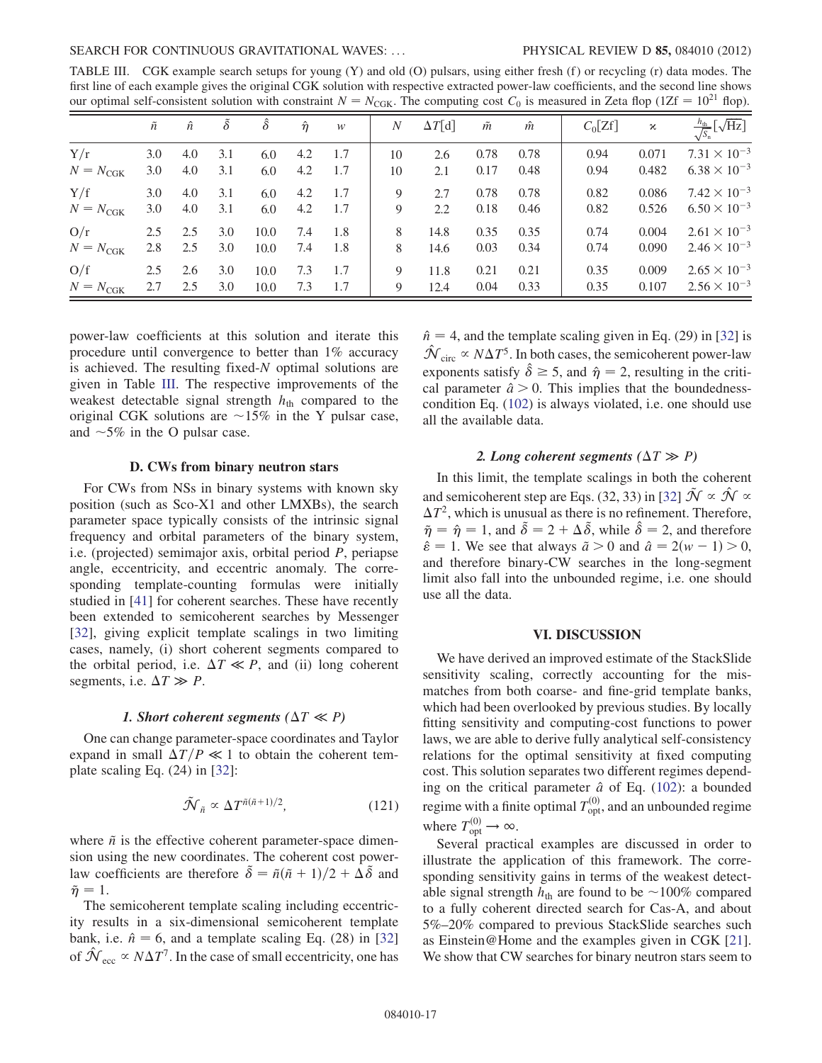TABLE III. CGK example search setups for young (Y) and old (O) pulsars, using either fresh (f) or recycling (r) data modes. The first line of each example gives the original CGK solution with respective extracted power-law coefficients, and the second line shows our optimal self-consistent solution with constraint $N = N_{\rm CGK}$. The computing cost $C_0$ is measured in Zeta flop (1Zf $= 10^{21}$ flop).

| | $\tilde{n}$ | $\hat{n}$ | $\tilde{\delta}$ | $\hat{\delta}$ | $\hat{\eta}$ | $w$ | $N$ | $\Delta T$[d] | $\tilde{m}$ | $\hat{m}$ | $C_0$[Zf] | $\varkappa$ | $\frac{h_{\rm th}}{\sqrt{S_{\rm n}}}[\sqrt{\rm Hz}]$ |
|---|---|---|---|---|---|---|---|---|---|---|---|---|---|
| Y/r | 3.0 | 4.0 | 3.1 | 6.0 | 4.2 | 1.7 | 10 | 2.6 | 0.78 | 0.78 | 0.94 | 0.071 | $7.31 \times 10^{-3}$ |
| $N = N_{\rm CGK}$ | 3.0 | 4.0 | 3.1 | 6.0 | 4.2 | 1.7 | 10 | 2.1 | 0.17 | 0.48 | 0.94 | 0.482 | $6.38 \times 10^{-3}$ |
| Y/f | 3.0 | 4.0 | 3.1 | 6.0 | 4.2 | 1.7 | 9 | 2.7 | 0.78 | 0.78 | 0.82 | 0.086 | $7.42 \times 10^{-3}$ |
| $N = N_{\rm CGK}$ | 3.0 | 4.0 | 3.1 | 6.0 | 4.2 | 1.7 | 9 | 2.2 | 0.18 | 0.46 | 0.82 | 0.526 | $6.50 \times 10^{-3}$ |
| O/r | 2.5 | 2.5 | 3.0 | 10.0 | 7.4 | 1.8 | 8 | 14.8 | 0.35 | 0.35 | 0.74 | 0.004 | $2.61 \times 10^{-3}$ |
| $N = N_{\rm CGK}$ | 2.8 | 2.5 | 3.0 | 10.0 | 7.4 | 1.8 | 8 | 14.6 | 0.03 | 0.34 | 0.74 | 0.090 | $2.46 \times 10^{-3}$ |
| O/f | 2.5 | 2.6 | 3.0 | 10.0 | 7.3 | 1.7 | 9 | 11.8 | 0.21 | 0.21 | 0.35 | 0.009 | $2.65 \times 10^{-3}$ |
| $N = N_{\rm CGK}$ | 2.7 | 2.5 | 3.0 | 10.0 | 7.3 | 1.7 | 9 | 12.4 | 0.04 | 0.33 | 0.35 | 0.107 | $2.56 \times 10^{-3}$ |

power-law coefficients at this solution and iterate this procedure until convergence to better than 1% accuracy is achieved. The resulting fixed-$N$ optimal solutions are given in Table III. The respective improvements of the weakest detectable signal strength $h_{\rm th}$ compared to the original CGK solutions are $\sim$15% in the Y pulsar case, and $\sim$5% in the O pulsar case.

### D. CWs from binary neutron stars

For CWs from NSs in binary systems with known sky position (such as Sco-X1 and other LMXBs), the search parameter space typically consists of the intrinsic signal frequency and orbital parameters of the binary system, i.e. (projected) semimajor axis, orbital period $P$, periapse angle, eccentricity, and eccentric anomaly. The corresponding template-counting formulas were initially studied in [41] for coherent searches. These have recently been extended to semicoherent searches by Messenger [32], giving explicit template scalings in two limiting cases, namely, (i) short coherent segments compared to the orbital period, i.e. $\Delta T \ll P$, and (ii) long coherent segments, i.e. $\Delta T \gg P$.

#### *1. Short coherent segments ($\Delta T \ll P$)*

One can change parameter-space coordinates and Taylor expand in small $\Delta T/P \ll 1$ to obtain the coherent template scaling Eq. (24) in [32]:

$$\tilde{\mathcal{N}}_{\tilde{n}} \propto \Delta T^{\tilde{n}(\tilde{n}+1)/2}, \tag{121}$$

where $\tilde{n}$ is the effective coherent parameter-space dimension using the new coordinates. The coherent cost power-law coefficients are therefore $\tilde{\delta} = \tilde{n}(\tilde{n}+1)/2 + \Delta\tilde{\delta}$ and $\tilde{\eta} = 1$.

The semicoherent template scaling including eccentricity results in a six-dimensional semicoherent template bank, i.e. $\hat{n} = 6$, and a template scaling Eq. (28) in [32] of $\hat{\mathcal{N}}_{\rm ecc} \propto N\Delta T^7$. In the case of small eccentricity, one has $\hat{n} = 4$, and the template scaling given in Eq. (29) in [32] is $\hat{\mathcal{N}}_{\rm circ} \propto N\Delta T^5$. In both cases, the semicoherent power-law exponents satisfy $\hat{\delta} \geq 5$, and $\hat{\eta} = 2$, resulting in the critical parameter $\hat{a} > 0$. This implies that the boundedness-condition Eq. (102) is always violated, i.e. one should use all the available data.

#### *2. Long coherent segments ($\Delta T \gg P$)*

In this limit, the template scalings in both the coherent and semicoherent step are Eqs. (32, 33) in [32] $\tilde{\mathcal{N}} \propto \hat{\mathcal{N}} \propto \Delta T^2$, which is unusual as there is no refinement. Therefore, $\tilde{\eta} = \hat{\eta} = 1$, and $\tilde{\delta} = 2 + \Delta\tilde{\delta}$, while $\hat{\delta} = 2$, and therefore $\hat{\varepsilon} = 1$. We see that always $\tilde{a} > 0$ and $\hat{a} = 2(w-1) > 0$, and therefore binary-CW searches in the long-segment limit also fall into the unbounded regime, i.e. one should use all the data.

## VI. DISCUSSION

We have derived an improved estimate of the StackSlide sensitivity scaling, correctly accounting for the mismatches from both coarse- and fine-grid template banks, which had been overlooked by previous studies. By locally fitting sensitivity and computing-cost functions to power laws, we are able to derive fully analytical self-consistency relations for the optimal sensitivity at fixed computing cost. This solution separates two different regimes depending on the critical parameter $\hat{a}$ of Eq. (102): a bounded regime with a finite optimal $T^{(0)}_{\rm opt}$, and an unbounded regime where $T^{(0)}_{\rm opt} \to \infty$.

Several practical examples are discussed in order to illustrate the application of this framework. The corresponding sensitivity gains in terms of the weakest detectable signal strength $h_{\rm th}$ are found to be $\sim$100% compared to a fully coherent directed search for Cas-A, and about 5%–20% compared to previous StackSlide searches such as Einstein@Home and the examples given in CGK [21]. We show that CW searches for binary neutron stars seem to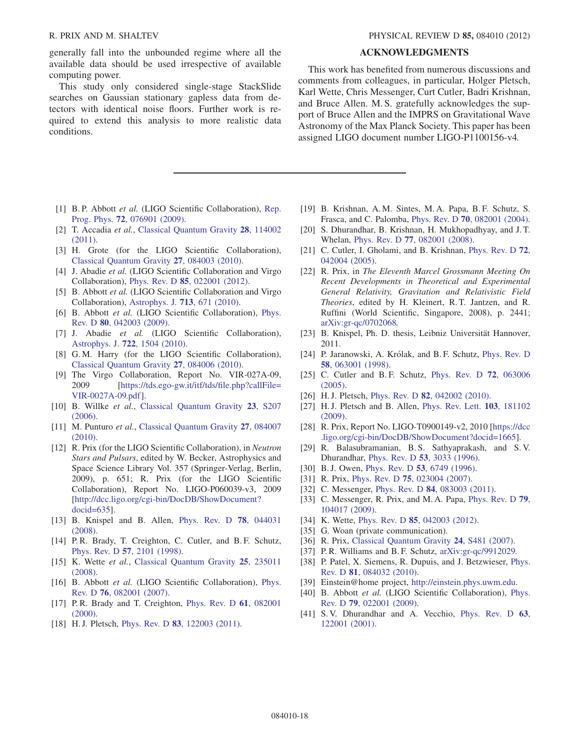generally fall into the unbounded regime where all the available data should be used irrespective of available computing power.

This study only considered single-stage StackSlide searches on Gaussian stationary gapless data from detectors with identical noise floors. Further work is required to extend this analysis to more realistic data conditions.

## ACKNOWLEDGMENTS

This work has benefited from numerous discussions and comments from colleagues, in particular, Holger Pletsch, Karl Wette, Chris Messenger, Curt Cutler, Badri Krishnan, and Bruce Allen. M. S. gratefully acknowledges the support of Bruce Allen and the IMPRS on Gravitational Wave Astronomy of the Max Planck Society. This paper has been assigned LIGO document number LIGO-P1100156-v4.

---

[1] B. P. Abbott *et al.* (LIGO Scientific Collaboration), Rep. Prog. Phys. **72**, 076901 (2009).

[2] T. Accadia *et al.*, Classical Quantum Gravity **28**, 114002 (2011).

[3] H. Grote (for the LIGO Scientific Collaboration), Classical Quantum Gravity **27**, 084003 (2010).

[4] J. Abadie *et al.* (LIGO Scientific Collaboration and Virgo Collaboration), Phys. Rev. D **85**, 022001 (2012).

[5] B. Abbott *et al.* (LIGO Scientific Collaboration and Virgo Collaboration), Astrophys. J. **713**, 671 (2010).

[6] B. Abbott *et al.* (LIGO Scientific Collaboration), Phys. Rev. D **80**, 042003 (2009).

[7] J. Abadie *et al.* (LIGO Scientific Collaboration), Astrophys. J. **722**, 1504 (2010).

[8] G. M. Harry (for the LIGO Scientific Collaboration), Classical Quantum Gravity **27**, 084006 (2010).

[9] The Virgo Collaboration, Report No. VIR-027A-09, 2009 [https://tds.ego-gw.it/itf/tds/file.php?callFile=VIR-0027A-09.pdf].

[10] B. Willke *et al.*, Classical Quantum Gravity **23**, S207 (2006).

[11] M. Punturo *et al.*, Classical Quantum Gravity **27**, 084007 (2010).

[12] R. Prix (for the LIGO Scientific Collaboration), in *Neutron Stars and Pulsars*, edited by W. Becker, Astrophysics and Space Science Library Vol. 357 (Springer-Verlag, Berlin, 2009), p. 651; R. Prix (for the LIGO Scientific Collaboration), Report No. LIGO-P060039-v3, 2009 [http://dcc.ligo.org/cgi-bin/DocDB/ShowDocument?docid=635].

[13] B. Knispel and B. Allen, Phys. Rev. D **78**, 044031 (2008).

[14] P. R. Brady, T. Creighton, C. Cutler, and B. F. Schutz, Phys. Rev. D **57**, 2101 (1998).

[15] K. Wette *et al.*, Classical Quantum Gravity **25**, 235011 (2008).

[16] B. Abbott *et al.* (LIGO Scientific Collaboration), Phys. Rev. D **76**, 082001 (2007).

[17] P. R. Brady and T. Creighton, Phys. Rev. D **61**, 082001 (2000).

[18] H. J. Pletsch, Phys. Rev. D **83**, 122003 (2011).

[19] B. Krishnan, A. M. Sintes, M. A. Papa, B. F. Schutz, S. Frasca, and C. Palomba, Phys. Rev. D **70**, 082001 (2004).

[20] S. Dhurandhar, B. Krishnan, H. Mukhopadhyay, and J. T. Whelan, Phys. Rev. D **77**, 082001 (2008).

[21] C. Cutler, I. Gholami, and B. Krishnan, Phys. Rev. D **72**, 042004 (2005).

[22] R. Prix, in *The Eleventh Marcel Grossmann Meeting On Recent Developments in Theoretical and Experimental General Relativity, Gravitation and Relativistic Field Theories*, edited by H. Kleinert, R. T. Jantzen, and R. Ruffini (World Scientific, Singapore, 2008), p. 2441; arXiv:gr-qc/0702068.

[23] B. Knispel, Ph. D. thesis, Leibniz Universität Hannover, 2011.

[24] P. Jaranowski, A. Królak, and B. F. Schutz, Phys. Rev. D **58**, 063001 (1998).

[25] C. Cutler and B. F. Schutz, Phys. Rev. D **72**, 063006 (2005).

[26] H. J. Pletsch, Phys. Rev. D **82**, 042002 (2010).

[27] H. J. Pletsch and B. Allen, Phys. Rev. Lett. **103**, 181102 (2009).

[28] R. Prix, Report No. LIGO-T0900149-v2, 2010 [https://dcc.ligo.org/cgi-bin/DocDB/ShowDocument?docid=1665].

[29] R. Balasubramanian, B. S. Sathyaprakash, and S. V. Dhurandhar, Phys. Rev. D **53**, 3033 (1996).

[30] B. J. Owen, Phys. Rev. D **53**, 6749 (1996).

[31] R. Prix, Phys. Rev. D **75**, 023004 (2007).

[32] C. Messenger, Phys. Rev. D **84**, 083003 (2011).

[33] C. Messenger, R. Prix, and M. A. Papa, Phys. Rev. D **79**, 104017 (2009).

[34] K. Wette, Phys. Rev. D **85**, 042003 (2012).

[35] G. Woan (private communication).

[36] R. Prix, Classical Quantum Gravity **24**, S481 (2007).

[37] P. R. Williams and B. F. Schutz, arXiv:gr-qc/9912029.

[38] P. Patel, X. Siemens, R. Dupuis, and J. Betzwieser, Phys. Rev. D **81**, 084032 (2010).

[39] Einstein@home project, http://einstein.phys.uwm.edu.

[40] B. Abbott *et al.* (LIGO Scientific Collaboration), Phys. Rev. D **79**, 022001 (2009).

[41] S. V. Dhurandhar and A. Vecchio, Phys. Rev. D **63**, 122001 (2001).